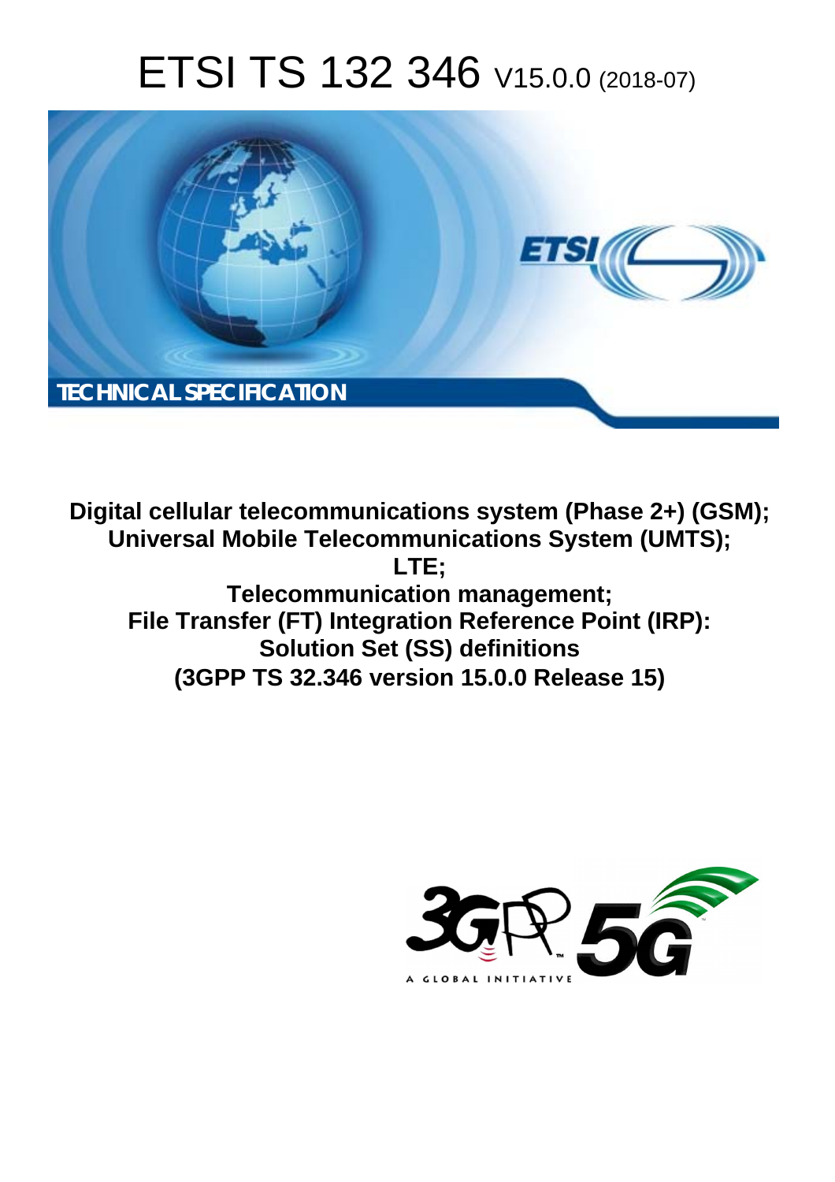# ETSI TS 132 346 V15.0.0 (2018-07)

TECHNICAL SPECIFICATION

**Digital cellular telecommunications system (Phase 2+) (GSM); Universal Mobile Telecommunications System (UMTS); LTE; Telecommunication management; File Transfer (FT) Integration Reference Point (IRP): Solution Set (SS) definitions (3GPP TS 32.346 version 15.0.0 Release 15)**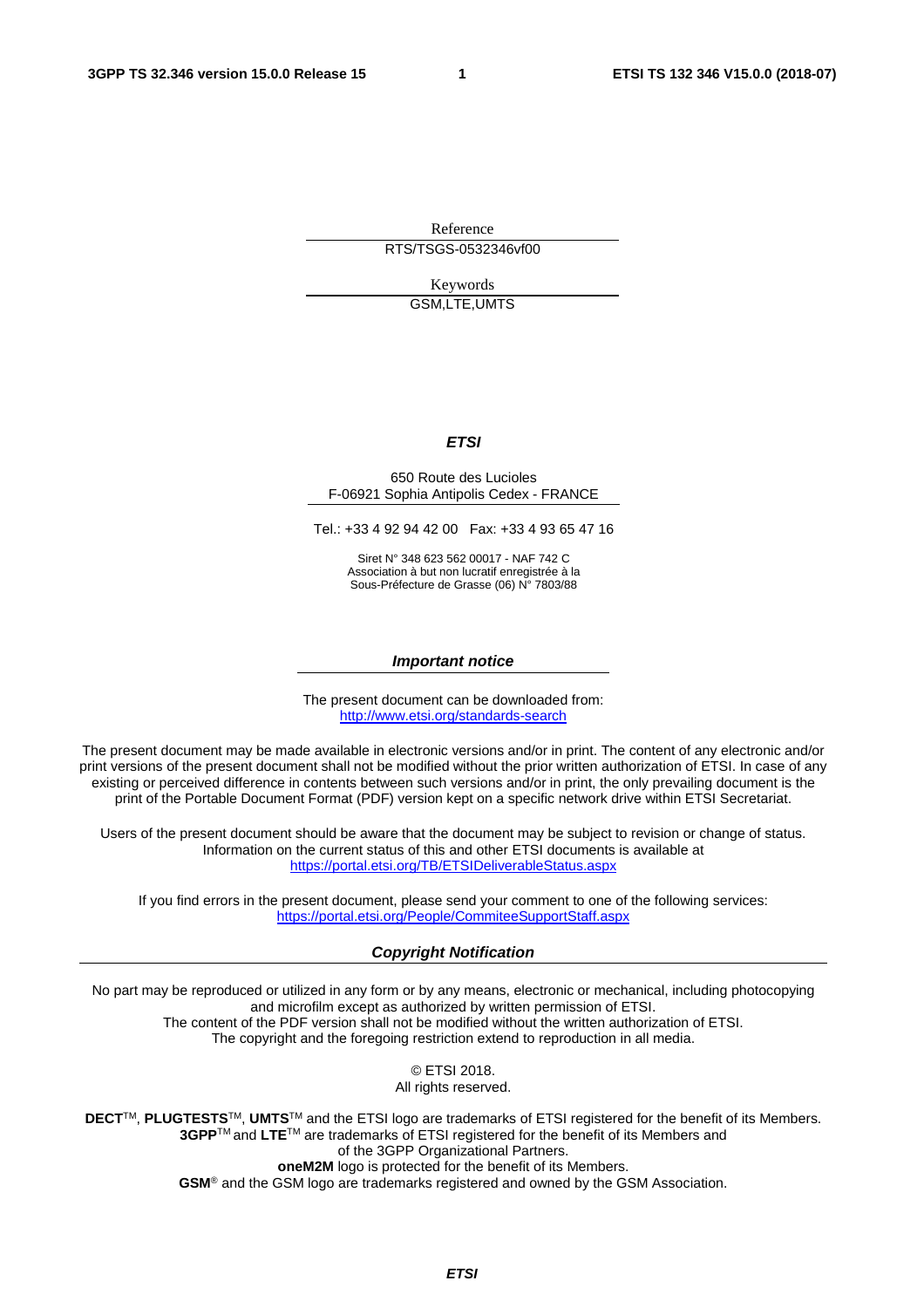Reference

RTS/TSGS-0532346vf00

Keywords

GSM,LTE,UMTS

***ETSI***

650 Route des Lucioles
F-06921 Sophia Antipolis Cedex - FRANCE

Tel.: +33 4 92 94 42 00   Fax: +33 4 93 65 47 16

Siret N° 348 623 562 00017 - NAF 742 C
Association à but non lucratif enregistrée à la
Sous-Préfecture de Grasse (06) N° 7803/88

***Important notice***

The present document can be downloaded from:
http://www.etsi.org/standards-search

The present document may be made available in electronic versions and/or in print. The content of any electronic and/or print versions of the present document shall not be modified without the prior written authorization of ETSI. In case of any existing or perceived difference in contents between such versions and/or in print, the only prevailing document is the print of the Portable Document Format (PDF) version kept on a specific network drive within ETSI Secretariat.

Users of the present document should be aware that the document may be subject to revision or change of status. Information on the current status of this and other ETSI documents is available at
https://portal.etsi.org/TB/ETSIDeliverableStatus.aspx

If you find errors in the present document, please send your comment to one of the following services:
https://portal.etsi.org/People/CommiteeSupportStaff.aspx

***Copyright Notification***

No part may be reproduced or utilized in any form or by any means, electronic or mechanical, including photocopying and microfilm except as authorized by written permission of ETSI.
The content of the PDF version shall not be modified without the written authorization of ETSI.
The copyright and the foregoing restriction extend to reproduction in all media.

© ETSI 2018.
All rights reserved.

**DECT**TM, **PLUGTESTS**TM, **UMTS**TM and the ETSI logo are trademarks of ETSI registered for the benefit of its Members.
**3GPP**TM and **LTE**TM are trademarks of ETSI registered for the benefit of its Members and of the 3GPP Organizational Partners.
**oneM2M** logo is protected for the benefit of its Members.
**GSM**® and the GSM logo are trademarks registered and owned by the GSM Association.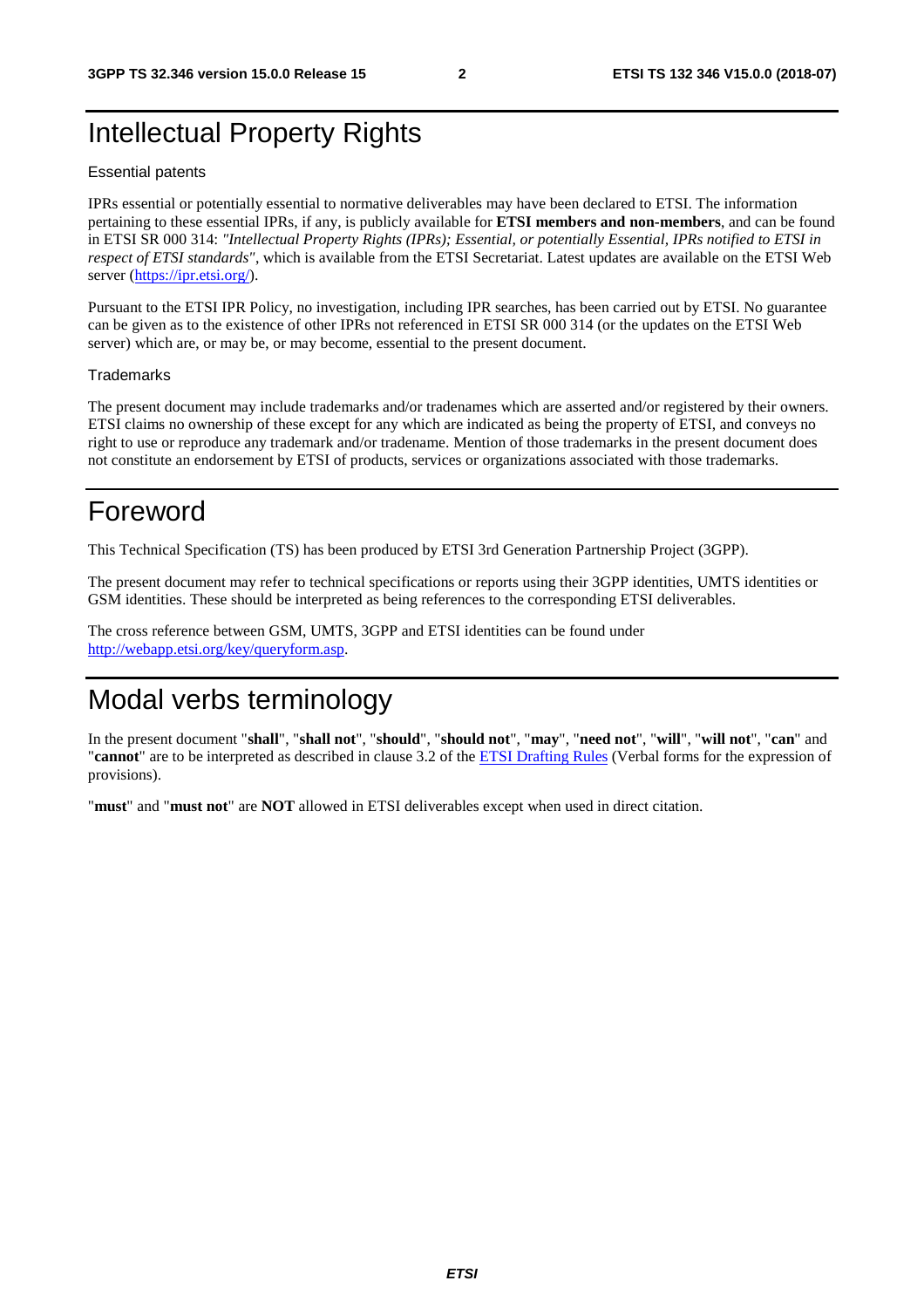# Intellectual Property Rights

Essential patents

IPRs essential or potentially essential to normative deliverables may have been declared to ETSI. The information pertaining to these essential IPRs, if any, is publicly available for **ETSI members and non-members**, and can be found in ETSI SR 000 314: *"Intellectual Property Rights (IPRs); Essential, or potentially Essential, IPRs notified to ETSI in respect of ETSI standards"*, which is available from the ETSI Secretariat. Latest updates are available on the ETSI Web server (https://ipr.etsi.org/).

Pursuant to the ETSI IPR Policy, no investigation, including IPR searches, has been carried out by ETSI. No guarantee can be given as to the existence of other IPRs not referenced in ETSI SR 000 314 (or the updates on the ETSI Web server) which are, or may be, or may become, essential to the present document.

Trademarks

The present document may include trademarks and/or tradenames which are asserted and/or registered by their owners. ETSI claims no ownership of these except for any which are indicated as being the property of ETSI, and conveys no right to use or reproduce any trademark and/or tradename. Mention of those trademarks in the present document does not constitute an endorsement by ETSI of products, services or organizations associated with those trademarks.

# Foreword

This Technical Specification (TS) has been produced by ETSI 3rd Generation Partnership Project (3GPP).

The present document may refer to technical specifications or reports using their 3GPP identities, UMTS identities or GSM identities. These should be interpreted as being references to the corresponding ETSI deliverables.

The cross reference between GSM, UMTS, 3GPP and ETSI identities can be found under http://webapp.etsi.org/key/queryform.asp.

# Modal verbs terminology

In the present document "**shall**", "**shall not**", "**should**", "**should not**", "**may**", "**need not**", "**will**", "**will not**", "**can**" and "**cannot**" are to be interpreted as described in clause 3.2 of the ETSI Drafting Rules (Verbal forms for the expression of provisions).

"**must**" and "**must not**" are **NOT** allowed in ETSI deliverables except when used in direct citation.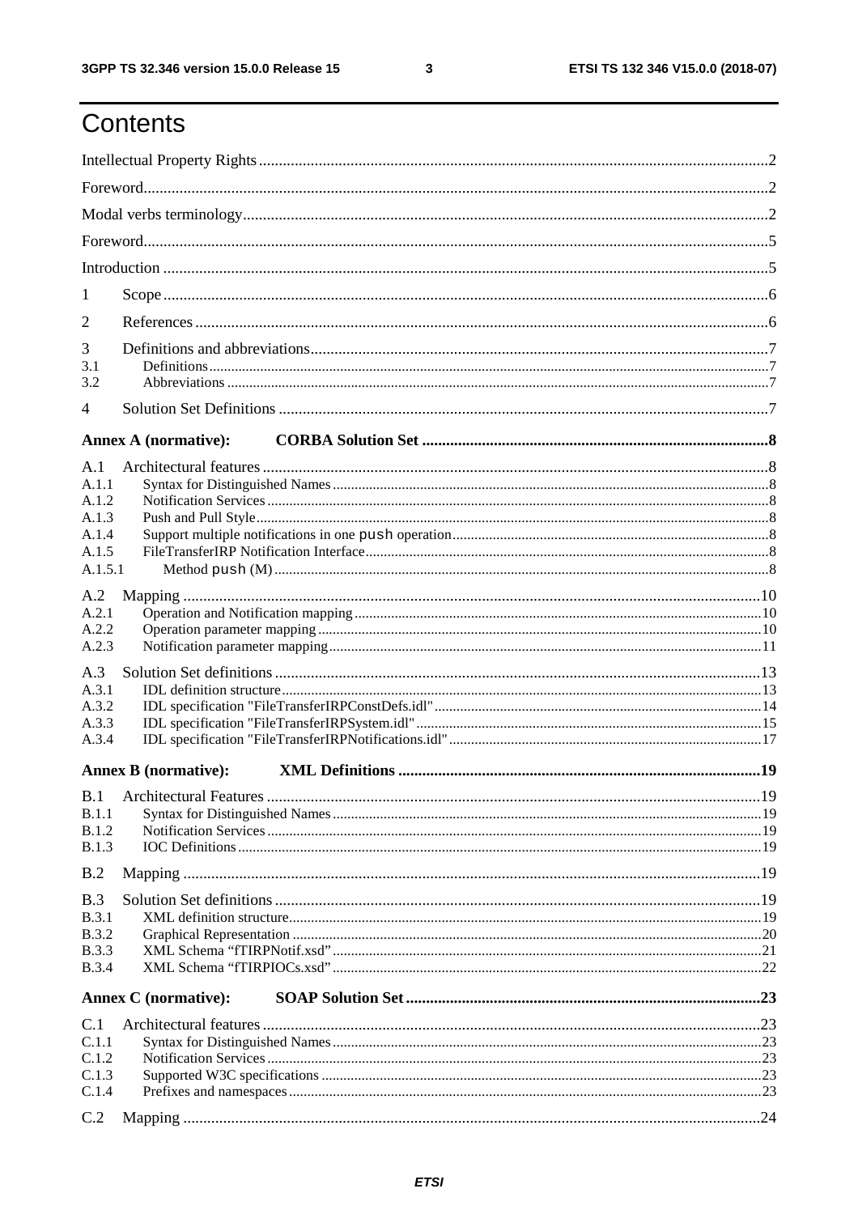# Contents

Intellectual Property Rights ........................................................ 2

Foreword ........................................................ 2

Modal verbs terminology ........................................................ 2

Foreword ........................................................ 5

Introduction ........................................................ 5

1 Scope ........................................................ 6

2 References ........................................................ 6

3 Definitions and abbreviations ........................................................ 7

3.1 Definitions ........................................................ 7

3.2 Abbreviations ........................................................ 7

4 Solution Set Definitions ........................................................ 7

**Annex A (normative): CORBA Solution Set ........................................................ 8**

A.1 Architectural features ........................................................ 8

A.1.1 Syntax for Distinguished Names ........................................................ 8

A.1.2 Notification Services ........................................................ 8

A.1.3 Push and Pull Style ........................................................ 8

A.1.4 Support multiple notifications in one `push` operation ........................................................ 8

A.1.5 FileTransferIRP Notification Interface ........................................................ 8

A.1.5.1 Method `push` (M) ........................................................ 8

A.2 Mapping ........................................................ 10

A.2.1 Operation and Notification mapping ........................................................ 10

A.2.2 Operation parameter mapping ........................................................ 10

A.2.3 Notification parameter mapping ........................................................ 11

A.3 Solution Set definitions ........................................................ 13

A.3.1 IDL definition structure ........................................................ 13

A.3.2 IDL specification "FileTransferIRPConstDefs.idl" ........................................................ 14

A.3.3 IDL specification "FileTransferIRPSystem.idl" ........................................................ 15

A.3.4 IDL specification "FileTransferIRPNotifications.idl" ........................................................ 17

**Annex B (normative): XML Definitions ........................................................ 19**

B.1 Architectural Features ........................................................ 19

B.1.1 Syntax for Distinguished Names ........................................................ 19

B.1.2 Notification Services ........................................................ 19

B.1.3 IOC Definitions ........................................................ 19

B.2 Mapping ........................................................ 19

B.3 Solution Set definitions ........................................................ 19

B.3.1 XML definition structure ........................................................ 19

B.3.2 Graphical Representation ........................................................ 20

B.3.3 XML Schema "fTIRPNotif.xsd" ........................................................ 21

B.3.4 XML Schema "fTIRPIOCs.xsd" ........................................................ 22

**Annex C (normative): SOAP Solution Set ........................................................ 23**

C.1 Architectural features ........................................................ 23

C.1.1 Syntax for Distinguished Names ........................................................ 23

C.1.2 Notification Services ........................................................ 23

C.1.3 Supported W3C specifications ........................................................ 23

C.1.4 Prefixes and namespaces ........................................................ 23

C.2 Mapping ........................................................ 24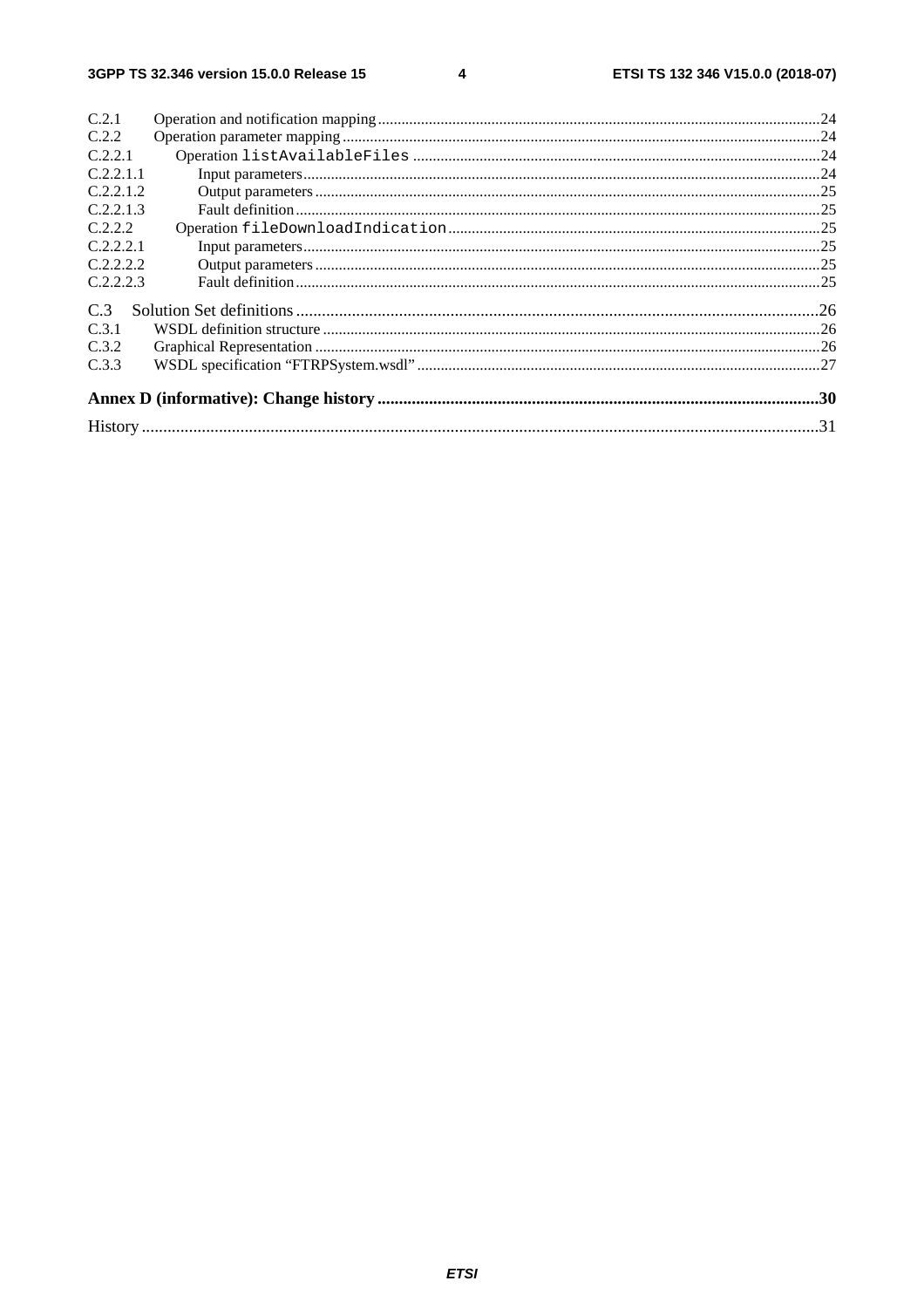C.2.1 Operation and notification mapping ... 24
C.2.2 Operation parameter mapping ... 24
C.2.2.1 Operation `listAvailableFiles` ... 24
C.2.2.1.1 Input parameters ... 24
C.2.2.1.2 Output parameters ... 25
C.2.2.1.3 Fault definition ... 25
C.2.2.2 Operation `fileDownloadIndication` ... 25
C.2.2.2.1 Input parameters ... 25
C.2.2.2.2 Output parameters ... 25
C.2.2.2.3 Fault definition ... 25

C.3 Solution Set definitions ... 26
C.3.1 WSDL definition structure ... 26
C.3.2 Graphical Representation ... 26
C.3.3 WSDL specification "FTRPSystem.wsdl" ... 27

**Annex D (informative): Change history ... 30**

History ... 31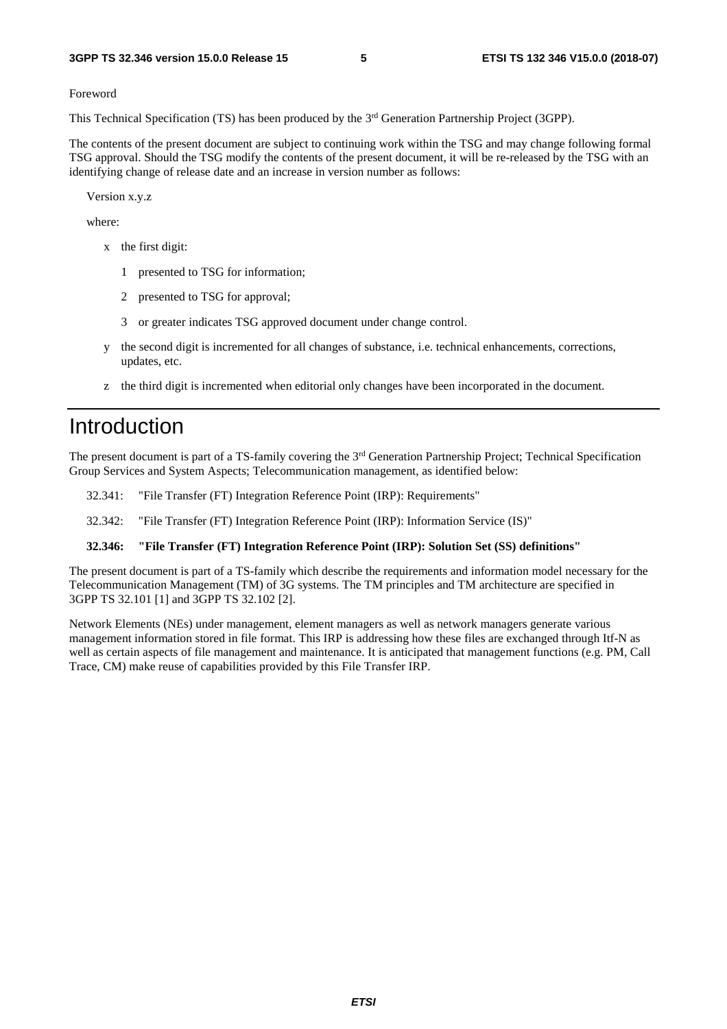Foreword

This Technical Specification (TS) has been produced by the 3rd Generation Partnership Project (3GPP).

The contents of the present document are subject to continuing work within the TSG and may change following formal TSG approval. Should the TSG modify the contents of the present document, it will be re-released by the TSG with an identifying change of release date and an increase in version number as follows:

Version x.y.z

where:

- x the first digit:
  - 1 presented to TSG for information;
  - 2 presented to TSG for approval;
  - 3 or greater indicates TSG approved document under change control.
- y the second digit is incremented for all changes of substance, i.e. technical enhancements, corrections, updates, etc.
- z the third digit is incremented when editorial only changes have been incorporated in the document.

# Introduction

The present document is part of a TS-family covering the 3rd Generation Partnership Project; Technical Specification Group Services and System Aspects; Telecommunication management, as identified below:

32.341: "File Transfer (FT) Integration Reference Point (IRP): Requirements"

32.342: "File Transfer (FT) Integration Reference Point (IRP): Information Service (IS)"

**32.346: "File Transfer (FT) Integration Reference Point (IRP): Solution Set (SS) definitions"**

The present document is part of a TS-family which describe the requirements and information model necessary for the Telecommunication Management (TM) of 3G systems. The TM principles and TM architecture are specified in 3GPP TS 32.101 [1] and 3GPP TS 32.102 [2].

Network Elements (NEs) under management, element managers as well as network managers generate various management information stored in file format. This IRP is addressing how these files are exchanged through Itf-N as well as certain aspects of file management and maintenance. It is anticipated that management functions (e.g. PM, Call Trace, CM) make reuse of capabilities provided by this File Transfer IRP.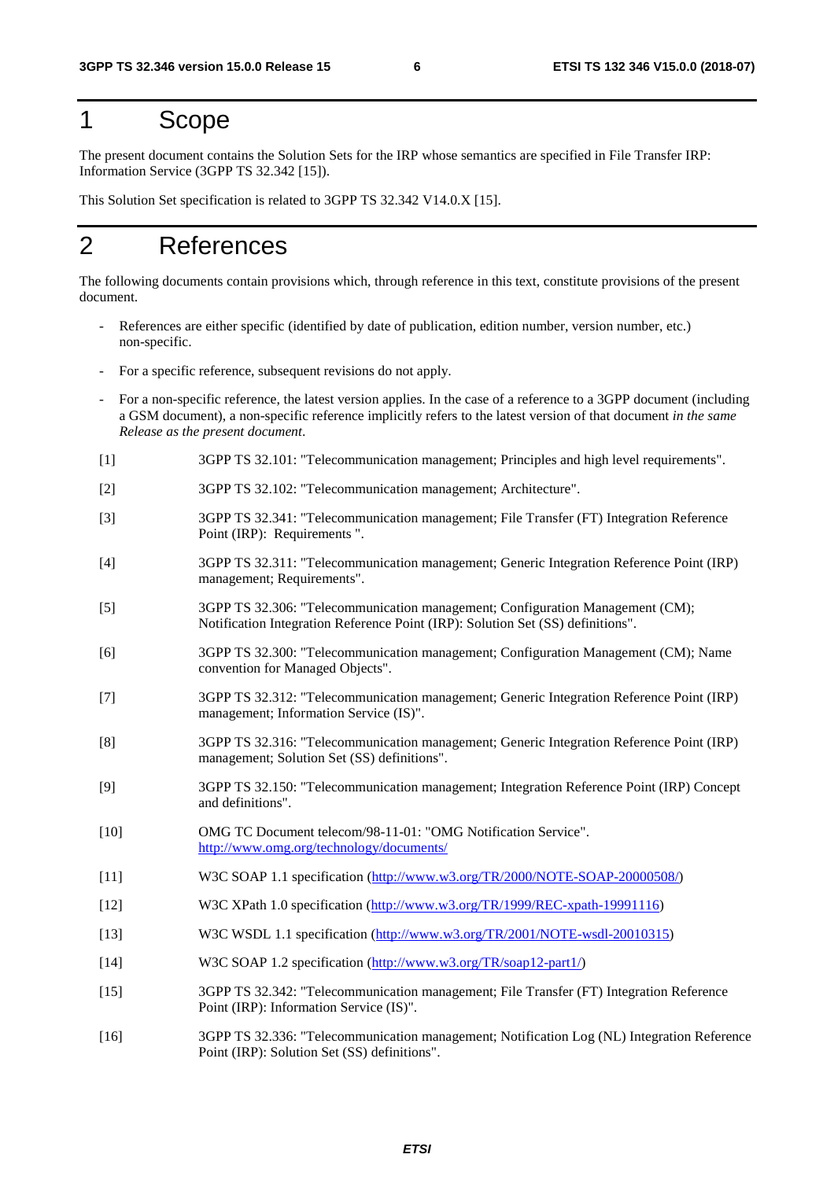# 1 Scope

The present document contains the Solution Sets for the IRP whose semantics are specified in File Transfer IRP: Information Service (3GPP TS 32.342 [15]).

This Solution Set specification is related to 3GPP TS 32.342 V14.0.X [15].

# 2 References

The following documents contain provisions which, through reference in this text, constitute provisions of the present document.

- References are either specific (identified by date of publication, edition number, version number, etc.) non-specific.
- For a specific reference, subsequent revisions do not apply.
- For a non-specific reference, the latest version applies. In the case of a reference to a 3GPP document (including a GSM document), a non-specific reference implicitly refers to the latest version of that document *in the same Release as the present document*.

[1] 3GPP TS 32.101: "Telecommunication management; Principles and high level requirements".

[2] 3GPP TS 32.102: "Telecommunication management; Architecture".

[3] 3GPP TS 32.341: "Telecommunication management; File Transfer (FT) Integration Reference Point (IRP): Requirements ".

[4] 3GPP TS 32.311: "Telecommunication management; Generic Integration Reference Point (IRP) management; Requirements".

[5] 3GPP TS 32.306: "Telecommunication management; Configuration Management (CM); Notification Integration Reference Point (IRP): Solution Set (SS) definitions".

[6] 3GPP TS 32.300: "Telecommunication management; Configuration Management (CM); Name convention for Managed Objects".

[7] 3GPP TS 32.312: "Telecommunication management; Generic Integration Reference Point (IRP) management; Information Service (IS)".

[8] 3GPP TS 32.316: "Telecommunication management; Generic Integration Reference Point (IRP) management; Solution Set (SS) definitions".

[9] 3GPP TS 32.150: "Telecommunication management; Integration Reference Point (IRP) Concept and definitions".

[10] OMG TC Document telecom/98-11-01: "OMG Notification Service". http://www.omg.org/technology/documents/

[11] W3C SOAP 1.1 specification (http://www.w3.org/TR/2000/NOTE-SOAP-20000508/)

[12] W3C XPath 1.0 specification (http://www.w3.org/TR/1999/REC-xpath-19991116)

[13] W3C WSDL 1.1 specification (http://www.w3.org/TR/2001/NOTE-wsdl-20010315)

[14] W3C SOAP 1.2 specification (http://www.w3.org/TR/soap12-part1/)

[15] 3GPP TS 32.342: "Telecommunication management; File Transfer (FT) Integration Reference Point (IRP): Information Service (IS)".

[16] 3GPP TS 32.336: "Telecommunication management; Notification Log (NL) Integration Reference Point (IRP): Solution Set (SS) definitions".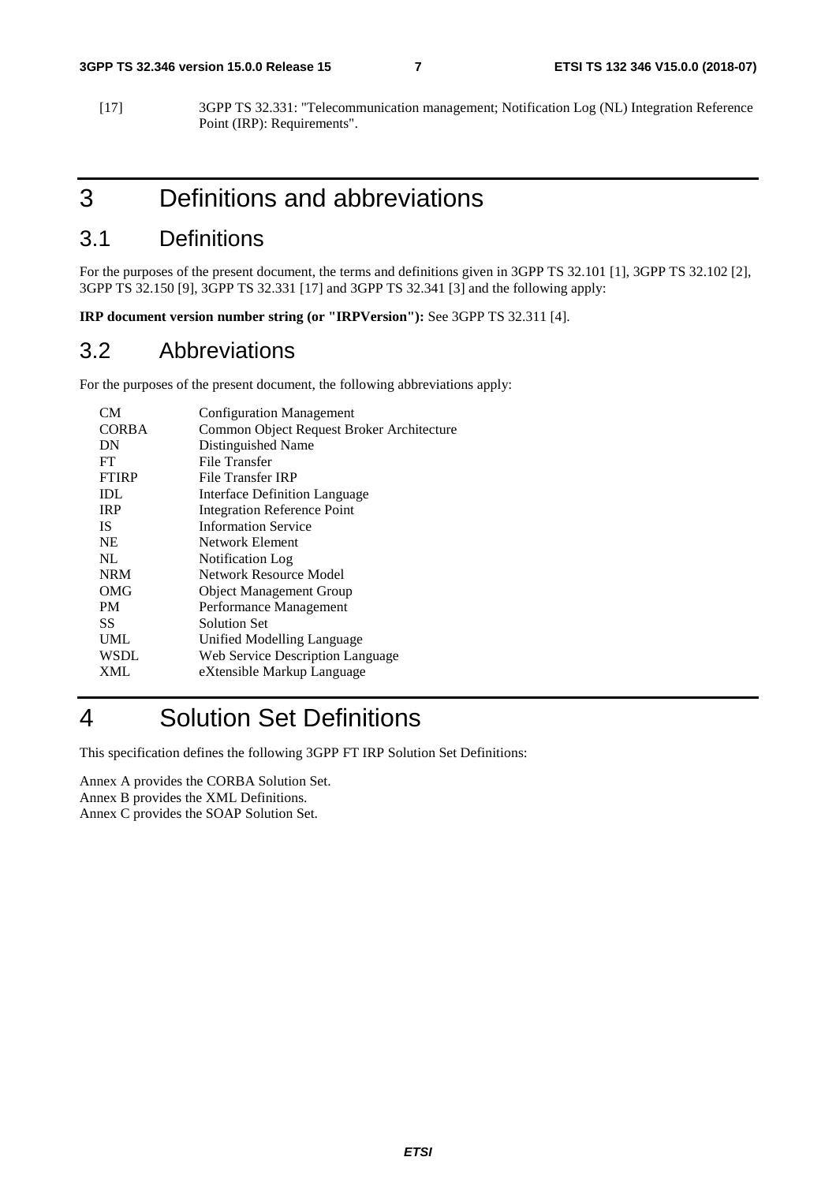[17] 3GPP TS 32.331: "Telecommunication management; Notification Log (NL) Integration Reference Point (IRP): Requirements".

# 3 Definitions and abbreviations

## 3.1 Definitions

For the purposes of the present document, the terms and definitions given in 3GPP TS 32.101 [1], 3GPP TS 32.102 [2], 3GPP TS 32.150 [9], 3GPP TS 32.331 [17] and 3GPP TS 32.341 [3] and the following apply:

**IRP document version number string (or "IRPVersion"):** See 3GPP TS 32.311 [4].

## 3.2 Abbreviations

For the purposes of the present document, the following abbreviations apply:

| | |
|---|---|
| CM | Configuration Management |
| CORBA | Common Object Request Broker Architecture |
| DN | Distinguished Name |
| FT | File Transfer |
| FTIRP | File Transfer IRP |
| IDL | Interface Definition Language |
| IRP | Integration Reference Point |
| IS | Information Service |
| NE | Network Element |
| NL | Notification Log |
| NRM | Network Resource Model |
| OMG | Object Management Group |
| PM | Performance Management |
| SS | Solution Set |
| UML | Unified Modelling Language |
| WSDL | Web Service Description Language |
| XML | eXtensible Markup Language |

# 4 Solution Set Definitions

This specification defines the following 3GPP FT IRP Solution Set Definitions:

Annex A provides the CORBA Solution Set.
Annex B provides the XML Definitions.
Annex C provides the SOAP Solution Set.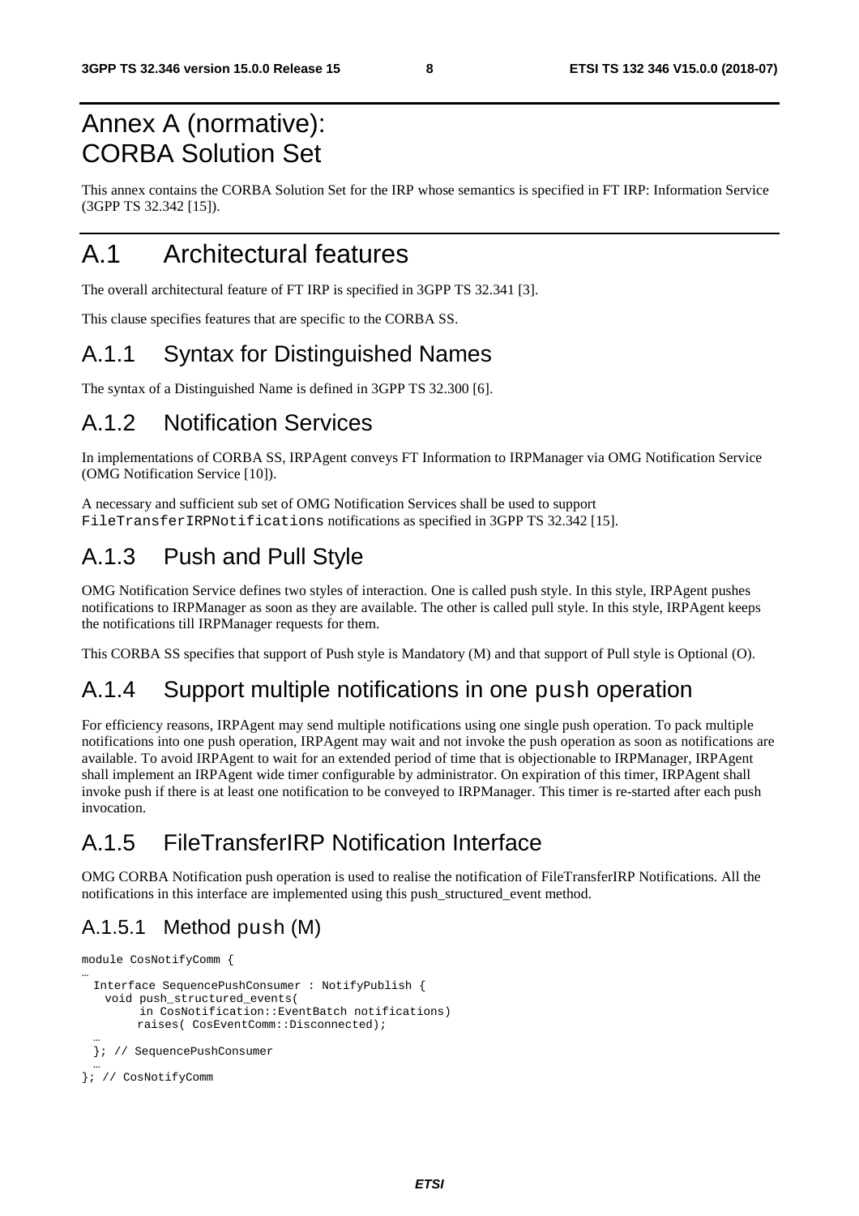# Annex A (normative): CORBA Solution Set

This annex contains the CORBA Solution Set for the IRP whose semantics is specified in FT IRP: Information Service (3GPP TS 32.342 [15]).

# A.1 Architectural features

The overall architectural feature of FT IRP is specified in 3GPP TS 32.341 [3].

This clause specifies features that are specific to the CORBA SS.

## A.1.1 Syntax for Distinguished Names

The syntax of a Distinguished Name is defined in 3GPP TS 32.300 [6].

## A.1.2 Notification Services

In implementations of CORBA SS, IRPAgent conveys FT Information to IRPManager via OMG Notification Service (OMG Notification Service [10]).

A necessary and sufficient sub set of OMG Notification Services shall be used to support `FileTransferIRPNotifications` notifications as specified in 3GPP TS 32.342 [15].

## A.1.3 Push and Pull Style

OMG Notification Service defines two styles of interaction. One is called push style. In this style, IRPAgent pushes notifications to IRPManager as soon as they are available. The other is called pull style. In this style, IRPAgent keeps the notifications till IRPManager requests for them.

This CORBA SS specifies that support of Push style is Mandatory (M) and that support of Pull style is Optional (O).

## A.1.4 Support multiple notifications in one push operation

For efficiency reasons, IRPAgent may send multiple notifications using one single push operation. To pack multiple notifications into one push operation, IRPAgent may wait and not invoke the push operation as soon as notifications are available. To avoid IRPAgent to wait for an extended period of time that is objectionable to IRPManager, IRPAgent shall implement an IRPAgent wide timer configurable by administrator. On expiration of this timer, IRPAgent shall invoke push if there is at least one notification to be conveyed to IRPManager. This timer is re-started after each push invocation.

## A.1.5 FileTransferIRP Notification Interface

OMG CORBA Notification push operation is used to realise the notification of FileTransferIRP Notifications. All the notifications in this interface are implemented using this push_structured_event method.

### A.1.5.1 Method push (M)

```
module CosNotifyComm {
…
  Interface SequencePushConsumer : NotifyPublish {
    void push_structured_events(
        in CosNotification::EventBatch notifications)
        raises( CosEventComm::Disconnected);
  …
  }; // SequencePushConsumer
  …
}; // CosNotifyComm
```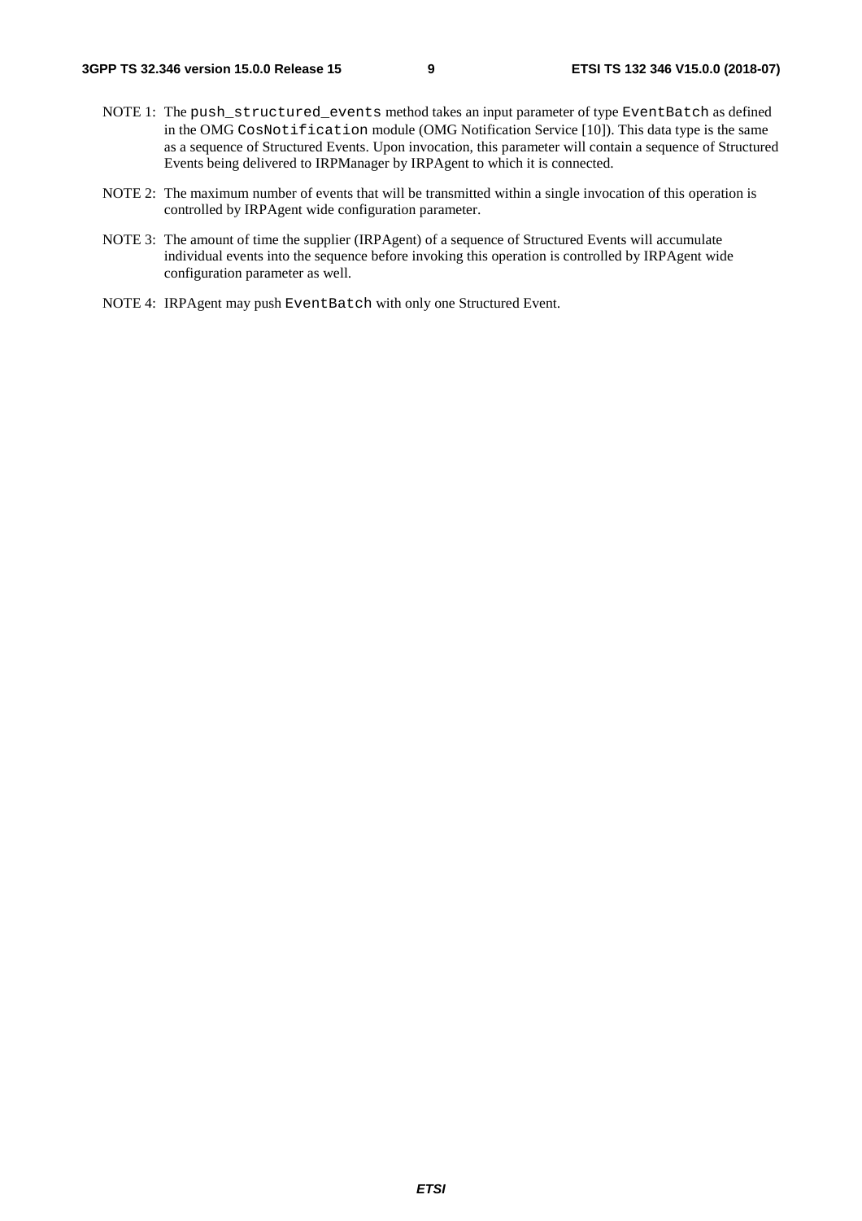NOTE 1: The `push_structured_events` method takes an input parameter of type `EventBatch` as defined in the OMG `CosNotification` module (OMG Notification Service [10]). This data type is the same as a sequence of Structured Events. Upon invocation, this parameter will contain a sequence of Structured Events being delivered to IRPManager by IRPAgent to which it is connected.

NOTE 2: The maximum number of events that will be transmitted within a single invocation of this operation is controlled by IRPAgent wide configuration parameter.

NOTE 3: The amount of time the supplier (IRPAgent) of a sequence of Structured Events will accumulate individual events into the sequence before invoking this operation is controlled by IRPAgent wide configuration parameter as well.

NOTE 4: IRPAgent may push `EventBatch` with only one Structured Event.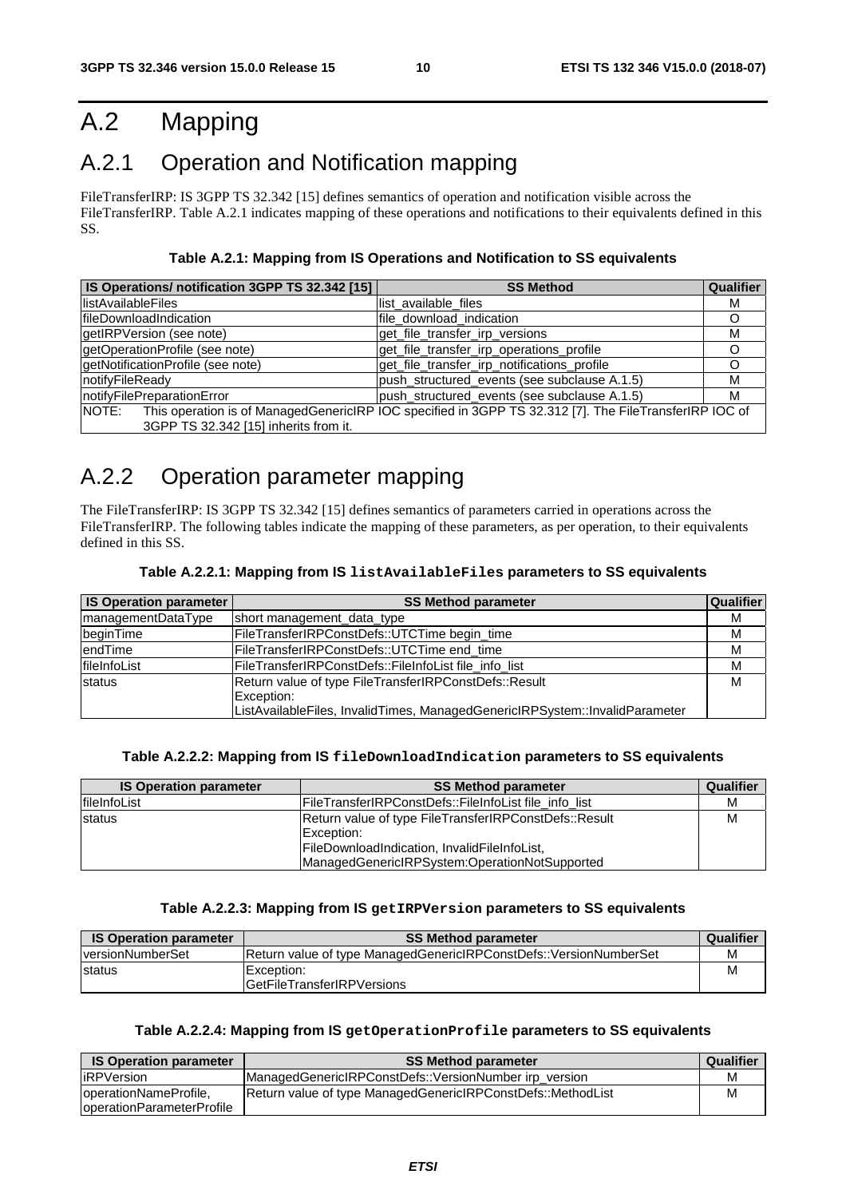# A.2 Mapping

## A.2.1 Operation and Notification mapping

FileTransferIRP: IS 3GPP TS 32.342 [15] defines semantics of operation and notification visible across the FileTransferIRP. Table A.2.1 indicates mapping of these operations and notifications to their equivalents defined in this SS.

**Table A.2.1: Mapping from IS Operations and Notification to SS equivalents**

| IS Operations/ notification 3GPP TS 32.342 [15] | SS Method | Qualifier |
|---|---|---|
| listAvailableFiles | list_available_files | M |
| fileDownloadIndication | file_download_indication | O |
| getIRPVersion (see note) | get_file_transfer_irp_versions | M |
| getOperationProfile (see note) | get_file_transfer_irp_operations_profile | O |
| getNotificationProfile (see note) | get_file_transfer_irp_notifications_profile | O |
| notifyFileReady | push_structured_events (see subclause A.1.5) | M |
| notifyFilePreparationError | push_structured_events (see subclause A.1.5) | M |
| NOTE: This operation is of ManagedGenericIRP IOC specified in 3GPP TS 32.312 [7]. The FileTransferIRP IOC of 3GPP TS 32.342 [15] inherits from it. | | |

## A.2.2 Operation parameter mapping

The FileTransferIRP: IS 3GPP TS 32.342 [15] defines semantics of parameters carried in operations across the FileTransferIRP. The following tables indicate the mapping of these parameters, as per operation, to their equivalents defined in this SS.

**Table A.2.2.1: Mapping from IS `listAvailableFiles` parameters to SS equivalents**

| IS Operation parameter | SS Method parameter | Qualifier |
|---|---|---|
| managementDataType | short management_data_type | M |
| beginTime | FileTransferIRPConstDefs::UTCTime begin_time | M |
| endTime | FileTransferIRPConstDefs::UTCTime end_time | M |
| fileInfoList | FileTransferIRPConstDefs::FileInfoList file_info_list | M |
| status | Return value of type FileTransferIRPConstDefs::Result<br>Exception:<br>ListAvailableFiles, InvalidTimes, ManagedGenericIRPSystem::InvalidParameter | M |

**Table A.2.2.2: Mapping from IS `fileDownloadIndication` parameters to SS equivalents**

| IS Operation parameter | SS Method parameter | Qualifier |
|---|---|---|
| fileInfoList | FileTransferIRPConstDefs::FileInfoList file_info_list | M |
| status | Return value of type FileTransferIRPConstDefs::Result<br>Exception:<br>FileDownloadIndication, InvalidFileInfoList,<br>ManagedGenericIRPSystem:OperationNotSupported | M |

**Table A.2.2.3: Mapping from IS `getIRPVersion` parameters to SS equivalents**

| IS Operation parameter | SS Method parameter | Qualifier |
|---|---|---|
| versionNumberSet | Return value of type ManagedGenericIRPConstDefs::VersionNumberSet | M |
| status | Exception:<br>GetFileTransferIRPVersions | M |

**Table A.2.2.4: Mapping from IS `getOperationProfile` parameters to SS equivalents**

| IS Operation parameter | SS Method parameter | Qualifier |
|---|---|---|
| iRPVersion | ManagedGenericIRPConstDefs::VersionNumber irp_version | M |
| operationNameProfile,<br>operationParameterProfile | Return value of type ManagedGenericIRPConstDefs::MethodList | M |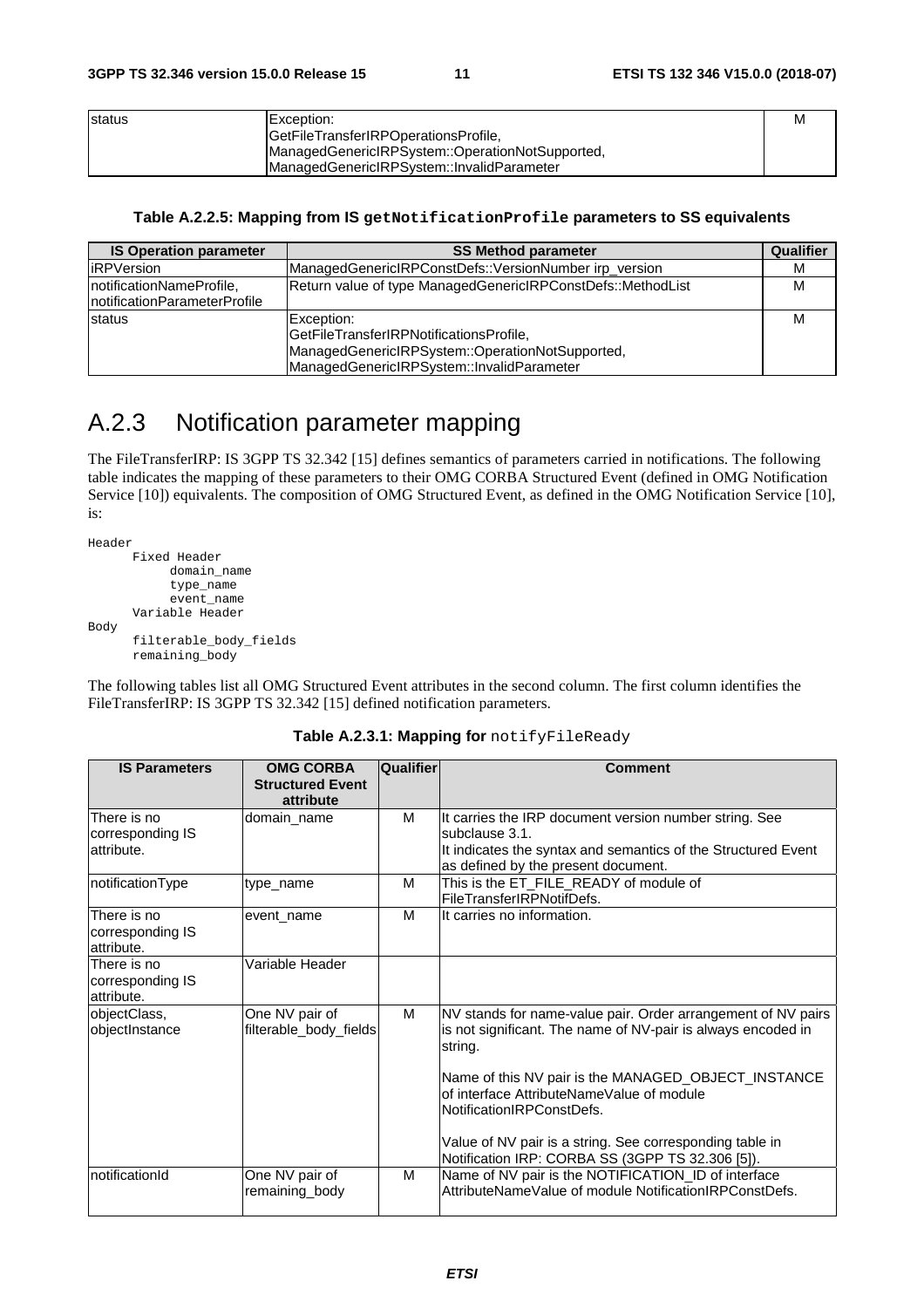| status | Exception:<br>GetFileTransferIRPOperationsProfile,<br>ManagedGenericIRPSystem::OperationNotSupported,<br>ManagedGenericIRPSystem::InvalidParameter | M |
|---|---|---|

**Table A.2.2.5: Mapping from IS `getNotificationProfile` parameters to SS equivalents**

| IS Operation parameter | SS Method parameter | Qualifier |
|---|---|---|
| iRPVersion | ManagedGenericIRPConstDefs::VersionNumber irp_version | M |
| notificationNameProfile,<br>notificationParameterProfile | Return value of type ManagedGenericIRPConstDefs::MethodList | M |
| status | Exception:<br>GetFileTransferIRPNotificationsProfile,<br>ManagedGenericIRPSystem::OperationNotSupported,<br>ManagedGenericIRPSystem::InvalidParameter | M |

## A.2.3 Notification parameter mapping

The FileTransferIRP: IS 3GPP TS 32.342 [15] defines semantics of parameters carried in notifications. The following table indicates the mapping of these parameters to their OMG CORBA Structured Event (defined in OMG Notification Service [10]) equivalents. The composition of OMG Structured Event, as defined in the OMG Notification Service [10], is:

```
Header
      Fixed Header
            domain_name
            type_name
            event_name
      Variable Header
Body
      filterable_body_fields
      remaining_body
```

The following tables list all OMG Structured Event attributes in the second column. The first column identifies the FileTransferIRP: IS 3GPP TS 32.342 [15] defined notification parameters.

**Table A.2.3.1: Mapping for `notifyFileReady`**

| IS Parameters | OMG CORBA Structured Event attribute | Qualifier | Comment |
|---|---|---|---|
| There is no corresponding IS attribute. | domain_name | M | It carries the IRP document version number string. See subclause 3.1.<br>It indicates the syntax and semantics of the Structured Event as defined by the present document. |
| notificationType | type_name | M | This is the ET_FILE_READY of module of FileTransferIRPNotifDefs. |
| There is no corresponding IS attribute. | event_name | M | It carries no information. |
| There is no corresponding IS attribute. | Variable Header | | |
| objectClass,<br>objectInstance | One NV pair of filterable_body_fields | M | NV stands for name-value pair. Order arrangement of NV pairs is not significant. The name of NV-pair is always encoded in string.<br><br>Name of this NV pair is the MANAGED_OBJECT_INSTANCE of interface AttributeNameValue of module NotificationIRPConstDefs.<br><br>Value of NV pair is a string. See corresponding table in Notification IRP: CORBA SS (3GPP TS 32.306 [5]). |
| notificationId | One NV pair of remaining_body | M | Name of NV pair is the NOTIFICATION_ID of interface AttributeNameValue of module NotificationIRPConstDefs. |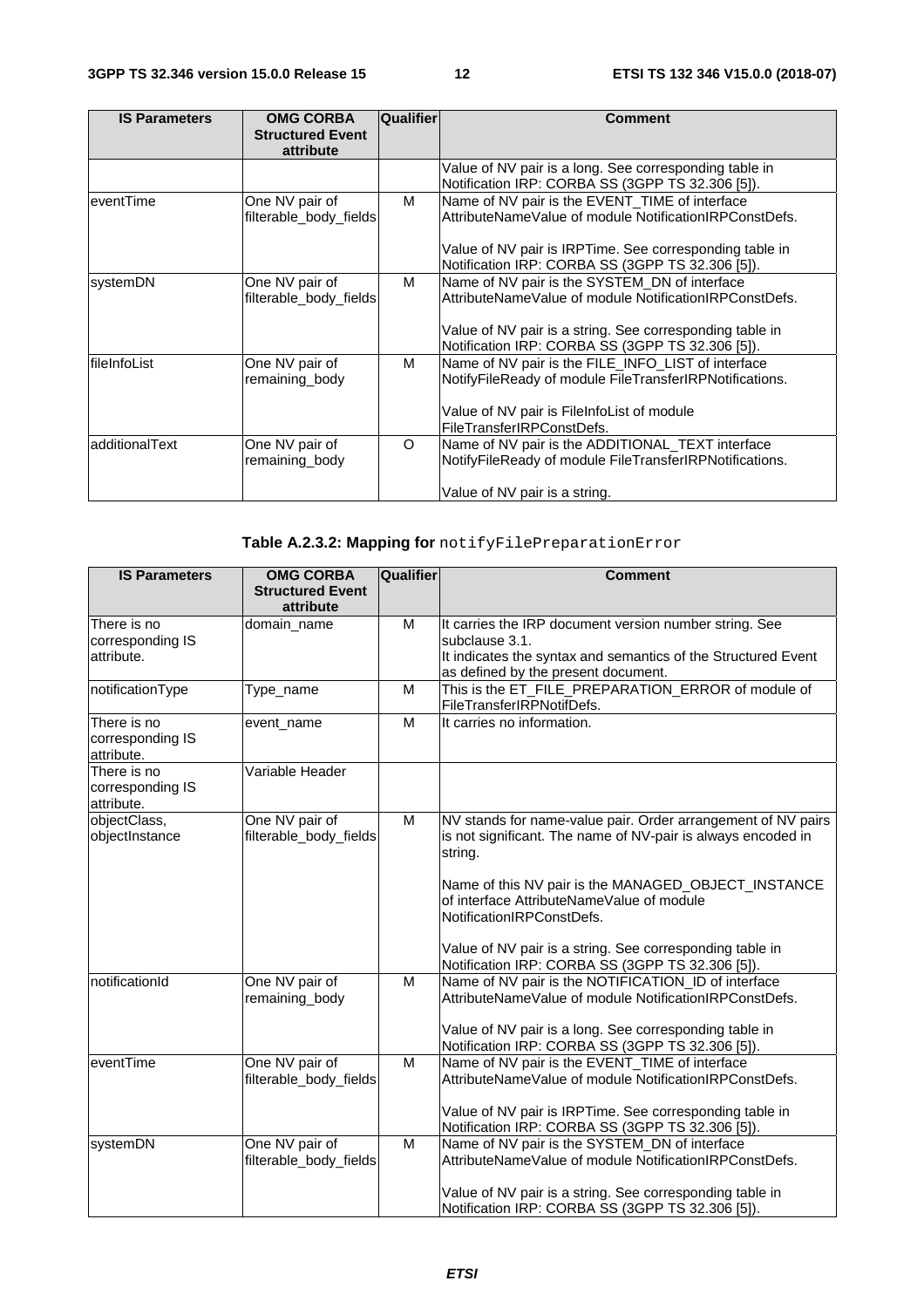| IS Parameters | OMG CORBA Structured Event attribute | Qualifier | Comment |
| --- | --- | --- | --- |
| | | | Value of NV pair is a long. See corresponding table in Notification IRP: CORBA SS (3GPP TS 32.306 [5]). |
| eventTime | One NV pair of filterable_body_fields | M | Name of NV pair is the EVENT_TIME of interface AttributeNameValue of module NotificationIRPConstDefs.<br><br>Value of NV pair is IRPTime. See corresponding table in Notification IRP: CORBA SS (3GPP TS 32.306 [5]). |
| systemDN | One NV pair of filterable_body_fields | M | Name of NV pair is the SYSTEM_DN of interface AttributeNameValue of module NotificationIRPConstDefs.<br><br>Value of NV pair is a string. See corresponding table in Notification IRP: CORBA SS (3GPP TS 32.306 [5]). |
| fileInfoList | One NV pair of remaining_body | M | Name of NV pair is the FILE_INFO_LIST of interface NotifyFileReady of module FileTransferIRPNotifications.<br><br>Value of NV pair is FileInfoList of module FileTransferIRPConstDefs. |
| additionalText | One NV pair of remaining_body | O | Name of NV pair is the ADDITIONAL_TEXT interface NotifyFileReady of module FileTransferIRPNotifications.<br><br>Value of NV pair is a string. |

**Table A.2.3.2: Mapping for** `notifyFilePreparationError`

| IS Parameters | OMG CORBA Structured Event attribute | Qualifier | Comment |
| --- | --- | --- | --- |
| There is no corresponding IS attribute. | domain_name | M | It carries the IRP document version number string. See subclause 3.1.<br>It indicates the syntax and semantics of the Structured Event as defined by the present document. |
| notificationType | Type_name | M | This is the ET_FILE_PREPARATION_ERROR of module of FileTransferIRPNotifDefs. |
| There is no corresponding IS attribute. | event_name | M | It carries no information. |
| There is no corresponding IS attribute. | Variable Header | | |
| objectClass, objectInstance | One NV pair of filterable_body_fields | M | NV stands for name-value pair. Order arrangement of NV pairs is not significant. The name of NV-pair is always encoded in string.<br><br>Name of this NV pair is the MANAGED_OBJECT_INSTANCE of interface AttributeNameValue of module NotificationIRPConstDefs.<br><br>Value of NV pair is a string. See corresponding table in Notification IRP: CORBA SS (3GPP TS 32.306 [5]). |
| notificationId | One NV pair of remaining_body | M | Name of NV pair is the NOTIFICATION_ID of interface AttributeNameValue of module NotificationIRPConstDefs.<br><br>Value of NV pair is a long. See corresponding table in Notification IRP: CORBA SS (3GPP TS 32.306 [5]). |
| eventTime | One NV pair of filterable_body_fields | M | Name of NV pair is the EVENT_TIME of interface AttributeNameValue of module NotificationIRPConstDefs.<br><br>Value of NV pair is IRPTime. See corresponding table in Notification IRP: CORBA SS (3GPP TS 32.306 [5]). |
| systemDN | One NV pair of filterable_body_fields | M | Name of NV pair is the SYSTEM_DN of interface AttributeNameValue of module NotificationIRPConstDefs.<br><br>Value of NV pair is a string. See corresponding table in Notification IRP: CORBA SS (3GPP TS 32.306 [5]). |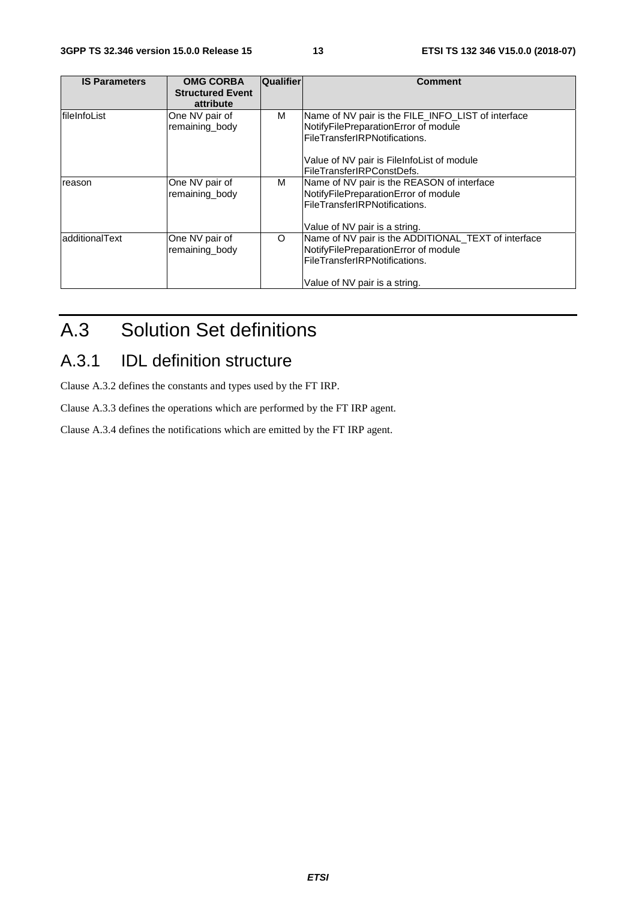| IS Parameters | OMG CORBA Structured Event attribute | Qualifier | Comment |
| --- | --- | --- | --- |
| fileInfoList | One NV pair of remaining_body | M | Name of NV pair is the FILE_INFO_LIST of interface NotifyFilePreparationError of module FileTransferIRPNotifications.<br><br>Value of NV pair is FileInfoList of module FileTransferIRPConstDefs. |
| reason | One NV pair of remaining_body | M | Name of NV pair is the REASON of interface NotifyFilePreparationError of module FileTransferIRPNotifications.<br><br>Value of NV pair is a string. |
| additionalText | One NV pair of remaining_body | O | Name of NV pair is the ADDITIONAL_TEXT of interface NotifyFilePreparationError of module FileTransferIRPNotifications.<br><br>Value of NV pair is a string. |

# A.3 Solution Set definitions

## A.3.1 IDL definition structure

Clause A.3.2 defines the constants and types used by the FT IRP.

Clause A.3.3 defines the operations which are performed by the FT IRP agent.

Clause A.3.4 defines the notifications which are emitted by the FT IRP agent.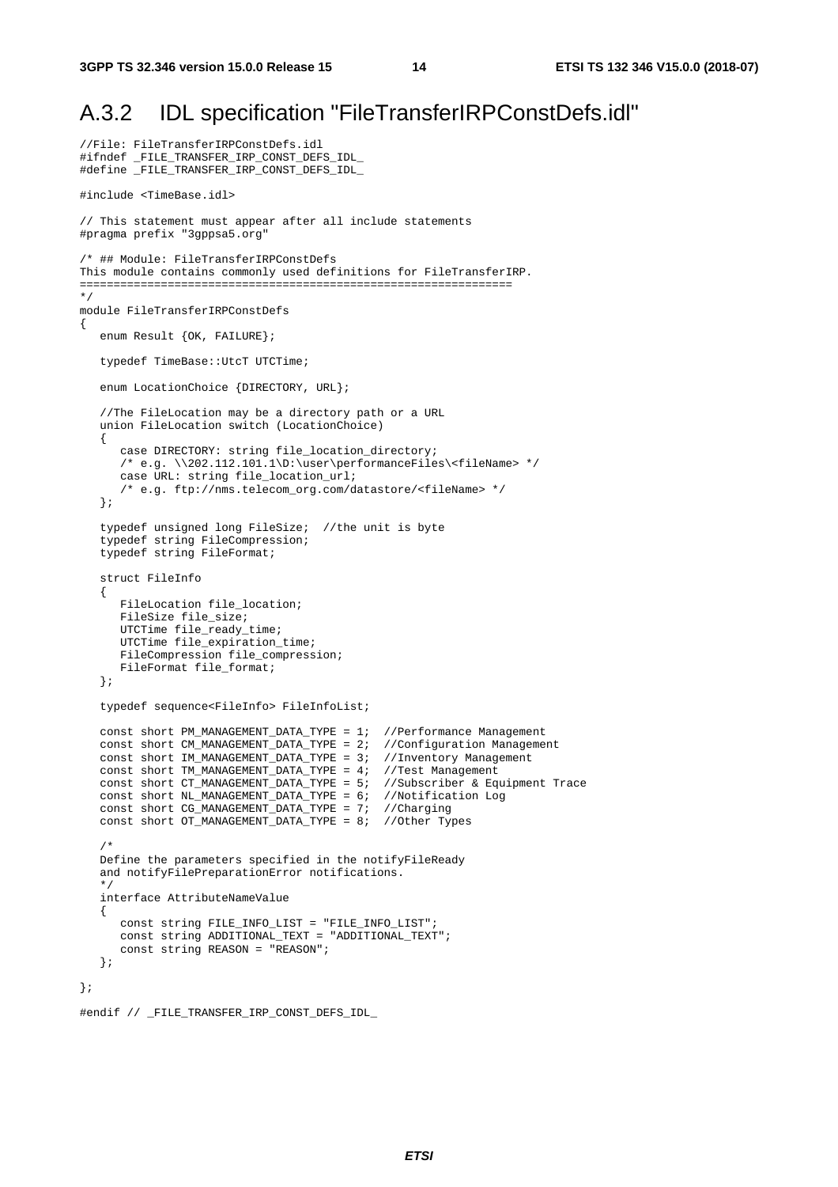## A.3.2 IDL specification "FileTransferIRPConstDefs.idl"

```
//File: FileTransferIRPConstDefs.idl
#ifndef _FILE_TRANSFER_IRP_CONST_DEFS_IDL_
#define _FILE_TRANSFER_IRP_CONST_DEFS_IDL_

#include <TimeBase.idl>

// This statement must appear after all include statements
#pragma prefix "3gppsa5.org"

/* ## Module: FileTransferIRPConstDefs
This module contains commonly used definitions for FileTransferIRP.
==================================================================
*/
module FileTransferIRPConstDefs
{
   enum Result {OK, FAILURE};

   typedef TimeBase::UtcT UTCTime;

   enum LocationChoice {DIRECTORY, URL};

   //The FileLocation may be a directory path or a URL
   union FileLocation switch (LocationChoice)
   {
      case DIRECTORY: string file_location_directory;
      /* e.g. \\202.112.101.1\D:\user\performanceFiles\<fileName> */
      case URL: string file_location_url;
      /* e.g. ftp://nms.telecom_org.com/datastore/<fileName> */
   };

   typedef unsigned long FileSize;  //the unit is byte
   typedef string FileCompression;
   typedef string FileFormat;

   struct FileInfo
   {
      FileLocation file_location;
      FileSize file_size;
      UTCTime file_ready_time;
      UTCTime file_expiration_time;
      FileCompression file_compression;
      FileFormat file_format;
   };

   typedef sequence<FileInfo> FileInfoList;

   const short PM_MANAGEMENT_DATA_TYPE = 1;  //Performance Management
   const short CM_MANAGEMENT_DATA_TYPE = 2;  //Configuration Management
   const short IM_MANAGEMENT_DATA_TYPE = 3;  //Inventory Management
   const short TM_MANAGEMENT_DATA_TYPE = 4;  //Test Management
   const short CT_MANAGEMENT_DATA_TYPE = 5;  //Subscriber & Equipment Trace
   const short NL_MANAGEMENT_DATA_TYPE = 6;  //Notification Log
   const short CG_MANAGEMENT_DATA_TYPE = 7;  //Charging
   const short OT_MANAGEMENT_DATA_TYPE = 8;  //Other Types

   /*
   Define the parameters specified in the notifyFileReady
   and notifyFilePreparationError notifications.
   */
   interface AttributeNameValue
   {
      const string FILE_INFO_LIST = "FILE_INFO_LIST";
      const string ADDITIONAL_TEXT = "ADDITIONAL_TEXT";
      const string REASON = "REASON";
   };

};

#endif // _FILE_TRANSFER_IRP_CONST_DEFS_IDL_
```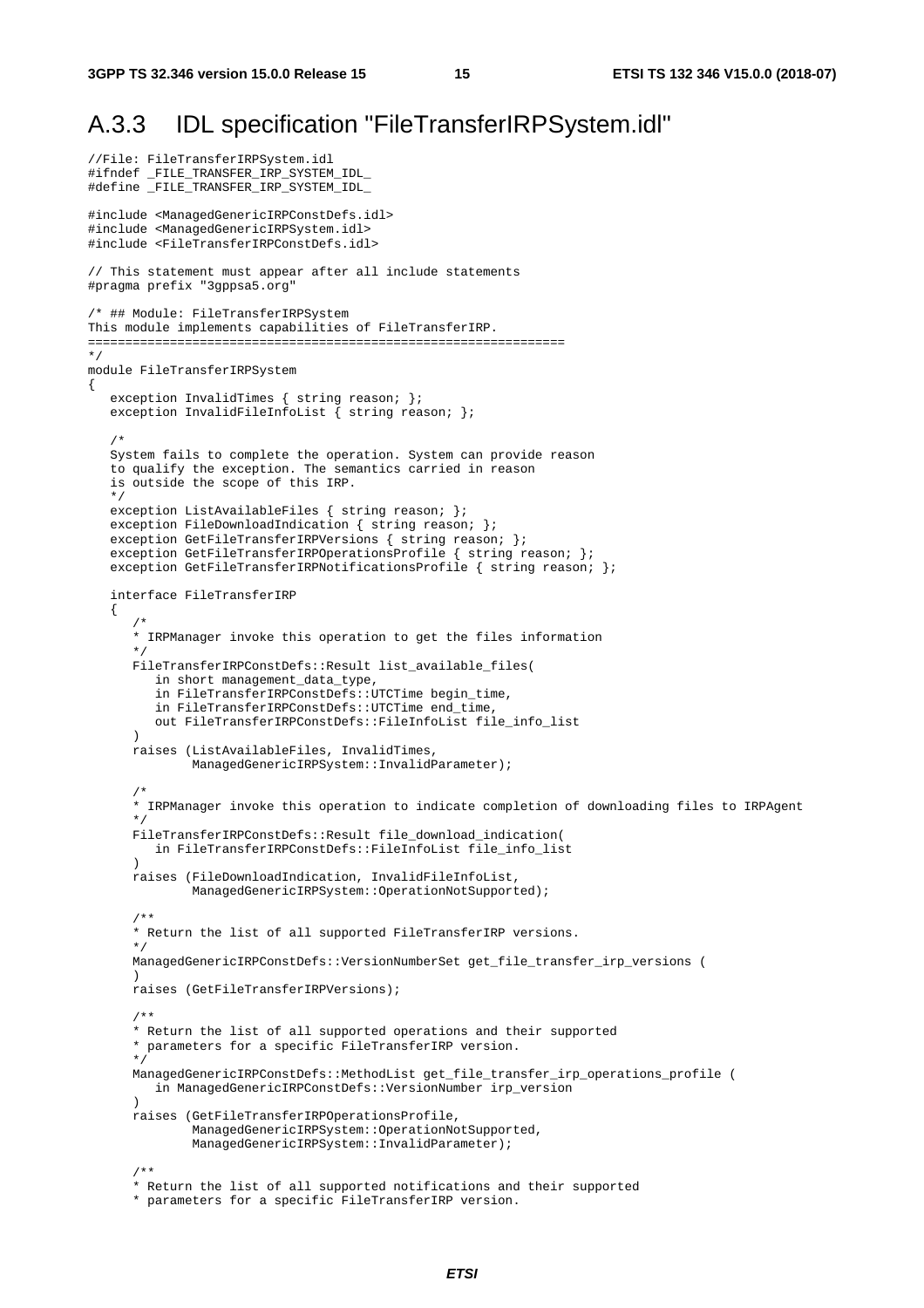# A.3.3 IDL specification "FileTransferIRPSystem.idl"

```
//File: FileTransferIRPSystem.idl
#ifndef _FILE_TRANSFER_IRP_SYSTEM_IDL_
#define _FILE_TRANSFER_IRP_SYSTEM_IDL_

#include <ManagedGenericIRPConstDefs.idl>
#include <ManagedGenericIRPSystem.idl>
#include <FileTransferIRPConstDefs.idl>

// This statement must appear after all include statements
#pragma prefix "3gppsa5.org"

/* ## Module: FileTransferIRPSystem
This module implements capabilities of FileTransferIRP.
================================================================
*/
module FileTransferIRPSystem
{
   exception InvalidTimes { string reason; };
   exception InvalidFileInfoList { string reason; };

   /*
   System fails to complete the operation. System can provide reason
   to qualify the exception. The semantics carried in reason
   is outside the scope of this IRP.
   */
   exception ListAvailableFiles { string reason; };
   exception FileDownloadIndication { string reason; };
   exception GetFileTransferIRPVersions { string reason; };
   exception GetFileTransferIRPOperationsProfile { string reason; };
   exception GetFileTransferIRPNotificationsProfile { string reason; };

   interface FileTransferIRP
   {
      /*
      * IRPManager invoke this operation to get the files information
      */
      FileTransferIRPConstDefs::Result list_available_files(
         in short management_data_type,
         in FileTransferIRPConstDefs::UTCTime begin_time,
         in FileTransferIRPConstDefs::UTCTime end_time,
         out FileTransferIRPConstDefs::FileInfoList file_info_list
      )
      raises (ListAvailableFiles, InvalidTimes,
              ManagedGenericIRPSystem::InvalidParameter);

      /*
      * IRPManager invoke this operation to indicate completion of downloading files to IRPAgent
      */
      FileTransferIRPConstDefs::Result file_download_indication(
         in FileTransferIRPConstDefs::FileInfoList file_info_list
      )
      raises (FileDownloadIndication, InvalidFileInfoList,
              ManagedGenericIRPSystem::OperationNotSupported);

      /**
      * Return the list of all supported FileTransferIRP versions.
      */
      ManagedGenericIRPConstDefs::VersionNumberSet get_file_transfer_irp_versions (
      )
      raises (GetFileTransferIRPVersions);

      /**
      * Return the list of all supported operations and their supported
      * parameters for a specific FileTransferIRP version.
      */
      ManagedGenericIRPConstDefs::MethodList get_file_transfer_irp_operations_profile (
         in ManagedGenericIRPConstDefs::VersionNumber irp_version
      )
      raises (GetFileTransferIRPOperationsProfile,
              ManagedGenericIRPSystem::OperationNotSupported,
              ManagedGenericIRPSystem::InvalidParameter);

      /**
      * Return the list of all supported notifications and their supported
      * parameters for a specific FileTransferIRP version.
```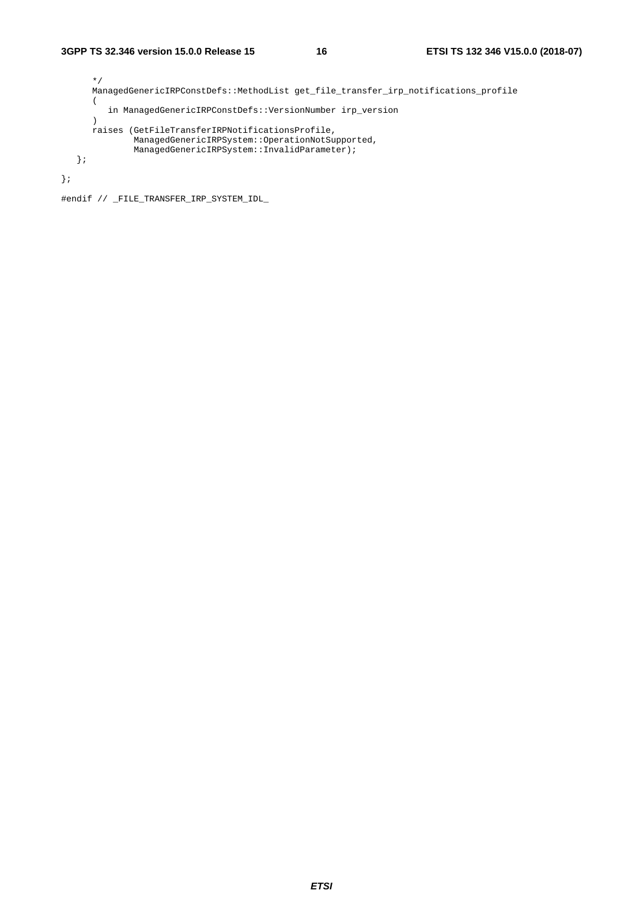```
      */
      ManagedGenericIRPConstDefs::MethodList get_file_transfer_irp_notifications_profile
      (
         in ManagedGenericIRPConstDefs::VersionNumber irp_version
      )
      raises (GetFileTransferIRPNotificationsProfile,
              ManagedGenericIRPSystem::OperationNotSupported,
              ManagedGenericIRPSystem::InvalidParameter);
   };

};

#endif // _FILE_TRANSFER_IRP_SYSTEM_IDL_
```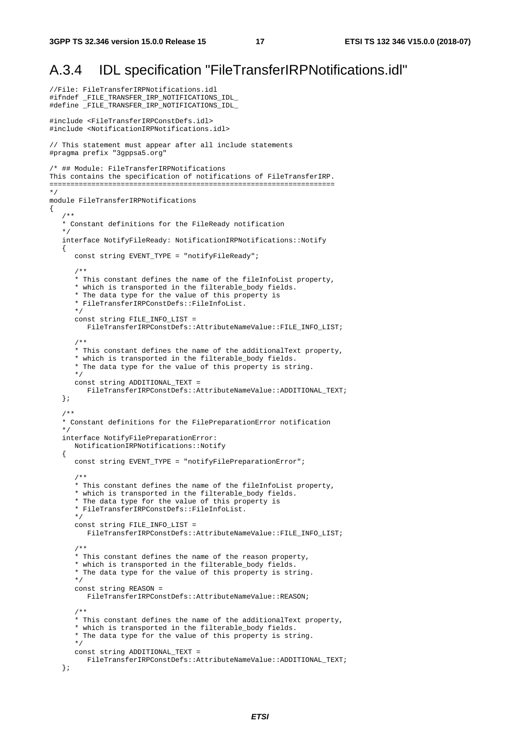## A.3.4 IDL specification "FileTransferIRPNotifications.idl"

```
//File: FileTransferIRPNotifications.idl
#ifndef _FILE_TRANSFER_IRP_NOTIFICATIONS_IDL_
#define _FILE_TRANSFER_IRP_NOTIFICATIONS_IDL_

#include <FileTransferIRPConstDefs.idl>
#include <NotificationIRPNotifications.idl>

// This statement must appear after all include statements
#pragma prefix "3gppsa5.org"

/* ## Module: FileTransferIRPNotifications
This contains the specification of notifications of FileTransferIRP.
===================================================================
*/
module FileTransferIRPNotifications
{
   /**
   * Constant definitions for the FileReady notification
   */
   interface NotifyFileReady: NotificationIRPNotifications::Notify
   {
      const string EVENT_TYPE = "notifyFileReady";

      /**
      * This constant defines the name of the fileInfoList property,
      * which is transported in the filterable_body fields.
      * The data type for the value of this property is
      * FileTransferIRPConstDefs::FileInfoList.
      */
      const string FILE_INFO_LIST =
         FileTransferIRPConstDefs::AttributeNameValue::FILE_INFO_LIST;

      /**
      * This constant defines the name of the additionalText property,
      * which is transported in the filterable_body fields.
      * The data type for the value of this property is string.
      */
      const string ADDITIONAL_TEXT =
         FileTransferIRPConstDefs::AttributeNameValue::ADDITIONAL_TEXT;
   };

   /**
   * Constant definitions for the FilePreparationError notification
   */
   interface NotifyFilePreparationError:
      NotificationIRPNotifications::Notify
   {
      const string EVENT_TYPE = "notifyFilePreparationError";

      /**
      * This constant defines the name of the fileInfoList property,
      * which is transported in the filterable_body fields.
      * The data type for the value of this property is
      * FileTransferIRPConstDefs::FileInfoList.
      */
      const string FILE_INFO_LIST =
         FileTransferIRPConstDefs::AttributeNameValue::FILE_INFO_LIST;

      /**
      * This constant defines the name of the reason property,
      * which is transported in the filterable_body fields.
      * The data type for the value of this property is string.
      */
      const string REASON =
         FileTransferIRPConstDefs::AttributeNameValue::REASON;

      /**
      * This constant defines the name of the additionalText property,
      * which is transported in the filterable_body fields.
      * The data type for the value of this property is string.
      */
      const string ADDITIONAL_TEXT =
         FileTransferIRPConstDefs::AttributeNameValue::ADDITIONAL_TEXT;
   };
```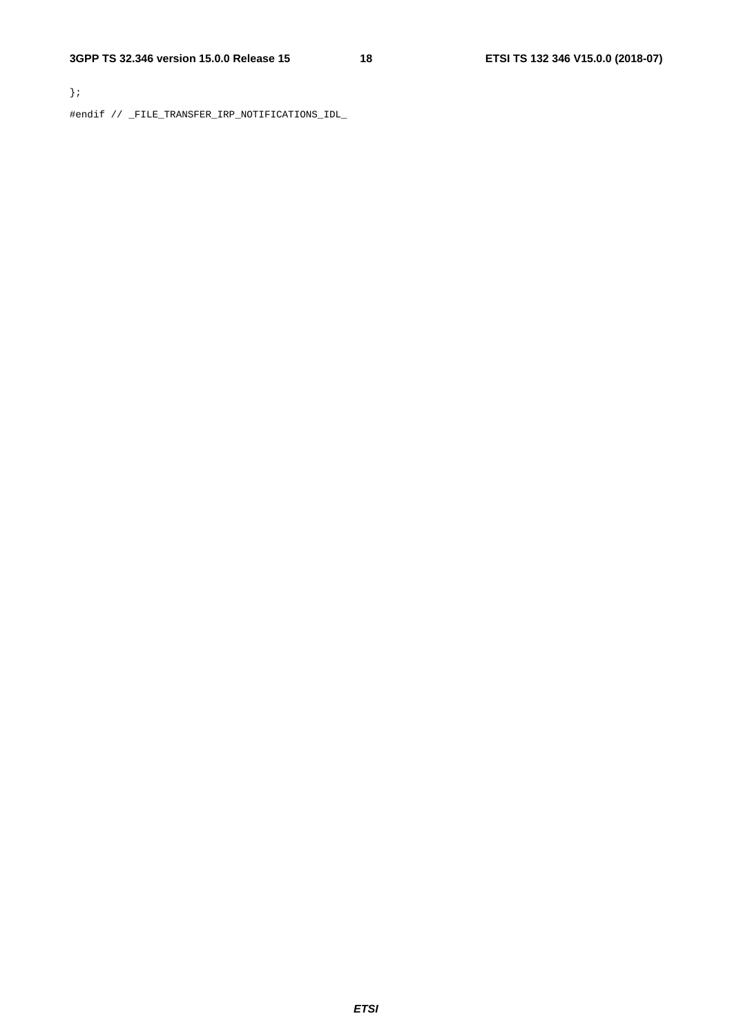```
};

#endif // _FILE_TRANSFER_IRP_NOTIFICATIONS_IDL_
```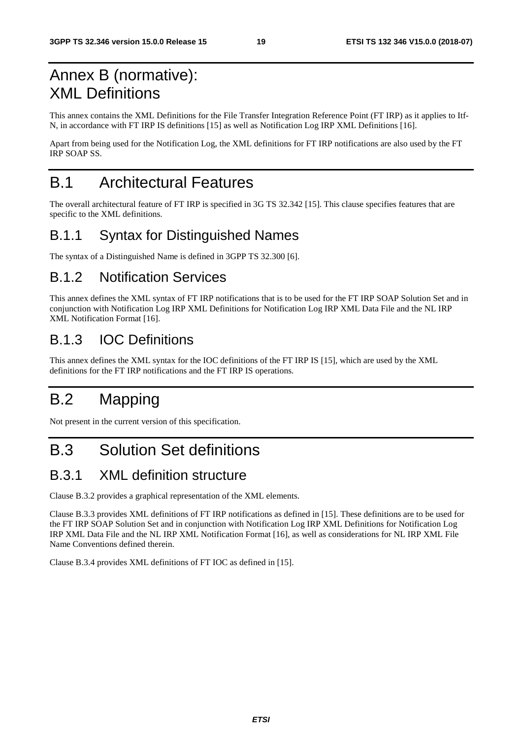# Annex B (normative): XML Definitions

This annex contains the XML Definitions for the File Transfer Integration Reference Point (FT IRP) as it applies to Itf-N, in accordance with FT IRP IS definitions [15] as well as Notification Log IRP XML Definitions [16].

Apart from being used for the Notification Log, the XML definitions for FT IRP notifications are also used by the FT IRP SOAP SS.

# B.1 Architectural Features

The overall architectural feature of FT IRP is specified in 3G TS 32.342 [15]. This clause specifies features that are specific to the XML definitions.

## B.1.1 Syntax for Distinguished Names

The syntax of a Distinguished Name is defined in 3GPP TS 32.300 [6].

## B.1.2 Notification Services

This annex defines the XML syntax of FT IRP notifications that is to be used for the FT IRP SOAP Solution Set and in conjunction with Notification Log IRP XML Definitions for Notification Log IRP XML Data File and the NL IRP XML Notification Format [16].

## B.1.3 IOC Definitions

This annex defines the XML syntax for the IOC definitions of the FT IRP IS [15], which are used by the XML definitions for the FT IRP notifications and the FT IRP IS operations.

# B.2 Mapping

Not present in the current version of this specification.

# B.3 Solution Set definitions

## B.3.1 XML definition structure

Clause B.3.2 provides a graphical representation of the XML elements.

Clause B.3.3 provides XML definitions of FT IRP notifications as defined in [15]. These definitions are to be used for the FT IRP SOAP Solution Set and in conjunction with Notification Log IRP XML Definitions for Notification Log IRP XML Data File and the NL IRP XML Notification Format [16], as well as considerations for NL IRP XML File Name Conventions defined therein.

Clause B.3.4 provides XML definitions of FT IOC as defined in [15].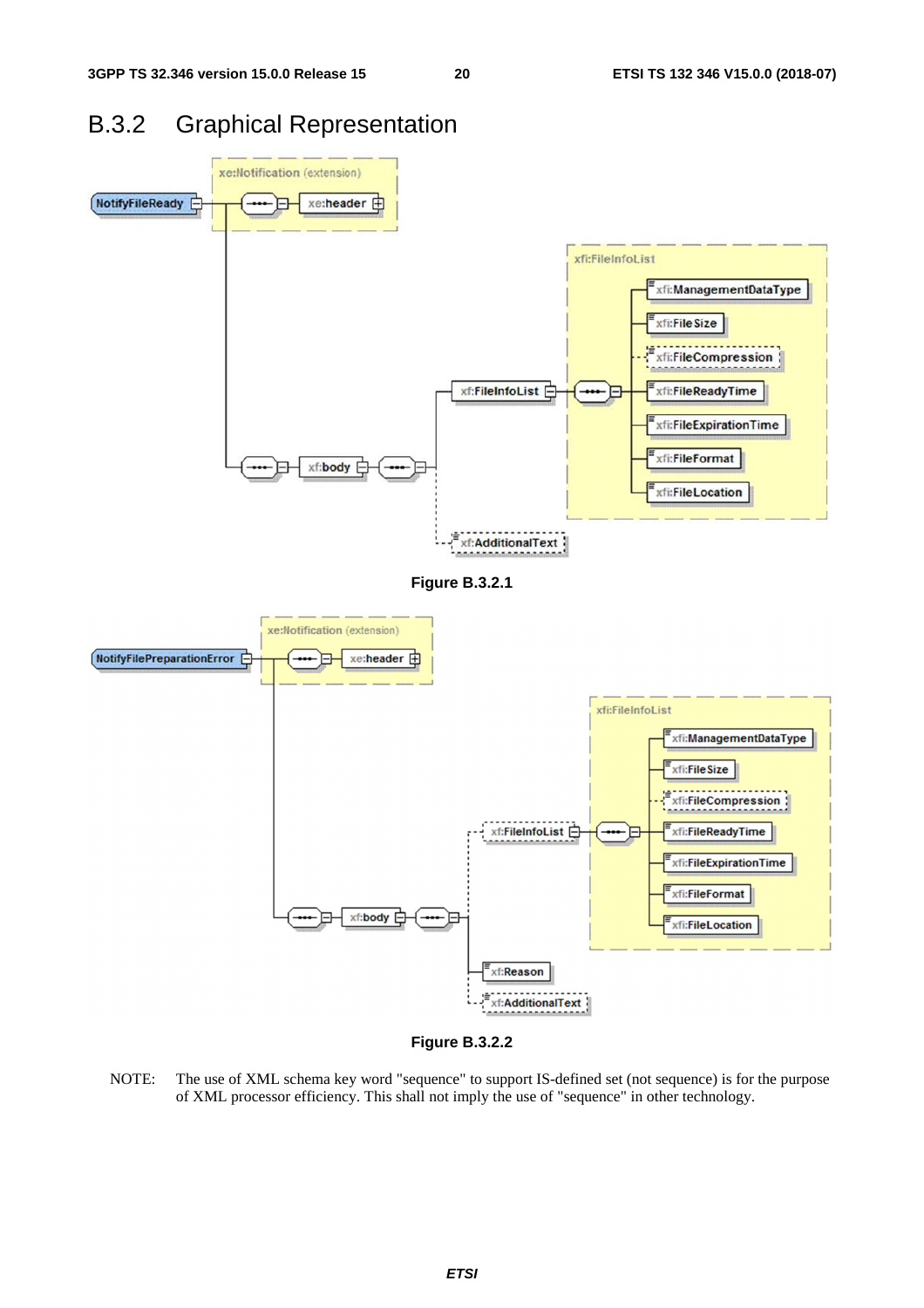## B.3.2 Graphical Representation

Figure B.3.2.1

Figure B.3.2.2

NOTE: The use of XML schema key word "sequence" to support IS-defined set (not sequence) is for the purpose of XML processor efficiency. This shall not imply the use of "sequence" in other technology.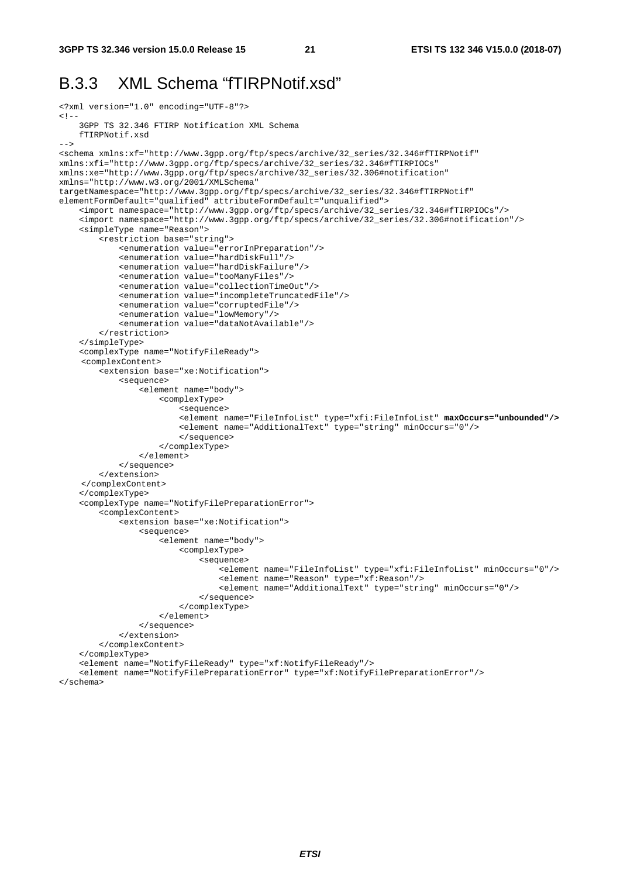## B.3.3 XML Schema "fTIRPNotif.xsd"

```
<?xml version="1.0" encoding="UTF-8"?>
<!--
    3GPP TS 32.346 FTIRP Notification XML Schema
    fTIRPNotif.xsd
-->
<schema xmlns:xf="http://www.3gpp.org/ftp/specs/archive/32_series/32.346#fTIRPNotif"
xmlns:xfi="http://www.3gpp.org/ftp/specs/archive/32_series/32.346#fTIRPIOCs"
xmlns:xe="http://www.3gpp.org/ftp/specs/archive/32_series/32.306#notification"
xmlns="http://www.w3.org/2001/XMLSchema"
targetNamespace="http://www.3gpp.org/ftp/specs/archive/32_series/32.346#fTIRPNotif"
elementFormDefault="qualified" attributeFormDefault="unqualified">
    <import namespace="http://www.3gpp.org/ftp/specs/archive/32_series/32.346#fTIRPIOCs"/>
    <import namespace="http://www.3gpp.org/ftp/specs/archive/32_series/32.306#notification"/>
    <simpleType name="Reason">
        <restriction base="string">
            <enumeration value="errorInPreparation"/>
            <enumeration value="hardDiskFull"/>
            <enumeration value="hardDiskFailure"/>
            <enumeration value="tooManyFiles"/>
            <enumeration value="collectionTimeOut"/>
            <enumeration value="incompleteTruncatedFile"/>
            <enumeration value="corruptedFile"/>
            <enumeration value="lowMemory"/>
            <enumeration value="dataNotAvailable"/>
        </restriction>
    </simpleType>
    <complexType name="NotifyFileReady">
     <complexContent>
        <extension base="xe:Notification">
            <sequence>
                <element name="body">
                    <complexType>
                        <sequence>
                        <element name="FileInfoList" type="xfi:FileInfoList" maxOccurs="unbounded"/>
                        <element name="AdditionalText" type="string" minOccurs="0"/>
                        </sequence>
                    </complexType>
                </element>
            </sequence>
        </extension>
     </complexContent>
    </complexType>
    <complexType name="NotifyFilePreparationError">
        <complexContent>
            <extension base="xe:Notification">
                <sequence>
                    <element name="body">
                        <complexType>
                            <sequence>
                                <element name="FileInfoList" type="xfi:FileInfoList" minOccurs="0"/>
                                <element name="Reason" type="xf:Reason"/>
                                <element name="AdditionalText" type="string" minOccurs="0"/>
                            </sequence>
                        </complexType>
                    </element>
                </sequence>
            </extension>
        </complexContent>
    </complexType>
    <element name="NotifyFileReady" type="xf:NotifyFileReady"/>
    <element name="NotifyFilePreparationError" type="xf:NotifyFilePreparationError"/>
</schema>
```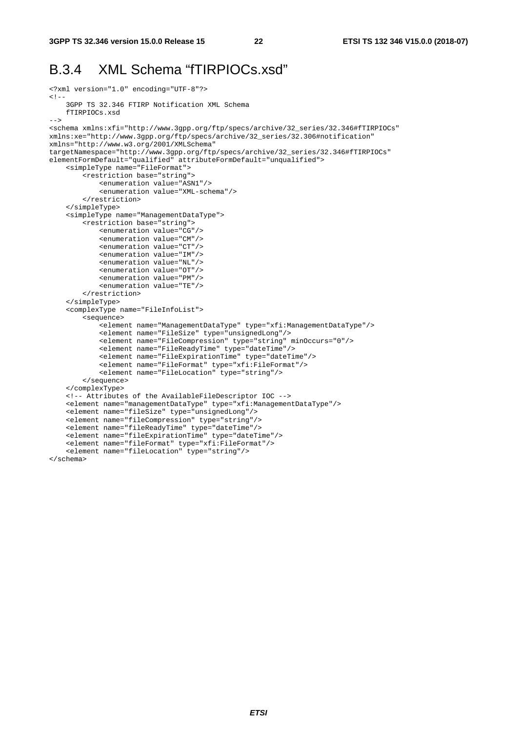## B.3.4 XML Schema “fTIRPIOCs.xsd”

```
<?xml version="1.0" encoding="UTF-8"?>
<!--
    3GPP TS 32.346 FTIRP Notification XML Schema
    fTIRPIOCs.xsd
-->
<schema xmlns:xfi="http://www.3gpp.org/ftp/specs/archive/32_series/32.346#fTIRPIOCs"
xmlns:xe="http://www.3gpp.org/ftp/specs/archive/32_series/32.306#notification"
xmlns="http://www.w3.org/2001/XMLSchema"
targetNamespace="http://www.3gpp.org/ftp/specs/archive/32_series/32.346#fTIRPIOCs"
elementFormDefault="qualified" attributeFormDefault="unqualified">
    <simpleType name="FileFormat">
        <restriction base="string">
            <enumeration value="ASN1"/>
            <enumeration value="XML-schema"/>
        </restriction>
    </simpleType>
    <simpleType name="ManagementDataType">
        <restriction base="string">
            <enumeration value="CG"/>
            <enumeration value="CM"/>
            <enumeration value="CT"/>
            <enumeration value="IM"/>
            <enumeration value="NL"/>
            <enumeration value="OT"/>
            <enumeration value="PM"/>
            <enumeration value="TE"/>
        </restriction>
    </simpleType>
    <complexType name="FileInfoList">
        <sequence>
            <element name="ManagementDataType" type="xfi:ManagementDataType"/>
            <element name="FileSize" type="unsignedLong"/>
            <element name="FileCompression" type="string" minOccurs="0"/>
            <element name="FileReadyTime" type="dateTime"/>
            <element name="FileExpirationTime" type="dateTime"/>
            <element name="FileFormat" type="xfi:FileFormat"/>
            <element name="FileLocation" type="string"/>
        </sequence>
    </complexType>
    <!-- Attributes of the AvailableFileDescriptor IOC -->
    <element name="managementDataType" type="xfi:ManagementDataType"/>
    <element name="fileSize" type="unsignedLong"/>
    <element name="fileCompression" type="string"/>
    <element name="fileReadyTime" type="dateTime"/>
    <element name="fileExpirationTime" type="dateTime"/>
    <element name="fileFormat" type="xfi:FileFormat"/>
    <element name="fileLocation" type="string"/>
</schema>
```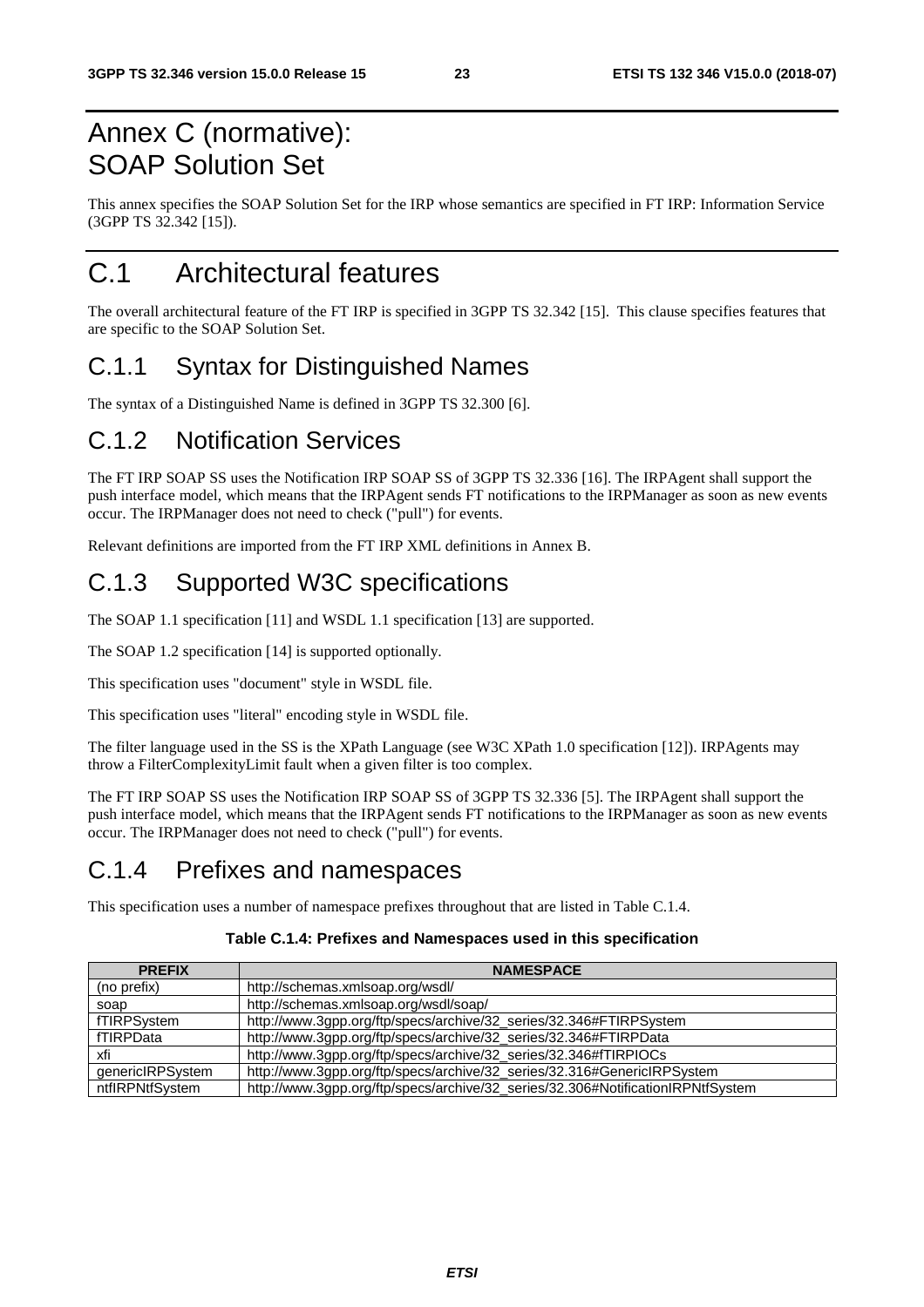# Annex C (normative): SOAP Solution Set

This annex specifies the SOAP Solution Set for the IRP whose semantics are specified in FT IRP: Information Service (3GPP TS 32.342 [15]).

# C.1 Architectural features

The overall architectural feature of the FT IRP is specified in 3GPP TS 32.342 [15]. This clause specifies features that are specific to the SOAP Solution Set.

## C.1.1 Syntax for Distinguished Names

The syntax of a Distinguished Name is defined in 3GPP TS 32.300 [6].

## C.1.2 Notification Services

The FT IRP SOAP SS uses the Notification IRP SOAP SS of 3GPP TS 32.336 [16]. The IRPAgent shall support the push interface model, which means that the IRPAgent sends FT notifications to the IRPManager as soon as new events occur. The IRPManager does not need to check ("pull") for events.

Relevant definitions are imported from the FT IRP XML definitions in Annex B.

## C.1.3 Supported W3C specifications

The SOAP 1.1 specification [11] and WSDL 1.1 specification [13] are supported.

The SOAP 1.2 specification [14] is supported optionally.

This specification uses "document" style in WSDL file.

This specification uses "literal" encoding style in WSDL file.

The filter language used in the SS is the XPath Language (see W3C XPath 1.0 specification [12]). IRPAgents may throw a FilterComplexityLimit fault when a given filter is too complex.

The FT IRP SOAP SS uses the Notification IRP SOAP SS of 3GPP TS 32.336 [5]. The IRPAgent shall support the push interface model, which means that the IRPAgent sends FT notifications to the IRPManager as soon as new events occur. The IRPManager does not need to check ("pull") for events.

## C.1.4 Prefixes and namespaces

This specification uses a number of namespace prefixes throughout that are listed in Table C.1.4.

**Table C.1.4: Prefixes and Namespaces used in this specification**

| PREFIX | NAMESPACE |
|---|---|
| (no prefix) | http://schemas.xmlsoap.org/wsdl/ |
| soap | http://schemas.xmlsoap.org/wsdl/soap/ |
| fTIRPSystem | http://www.3gpp.org/ftp/specs/archive/32_series/32.346#FTIRPSystem |
| fTIRPData | http://www.3gpp.org/ftp/specs/archive/32_series/32.346#FTIRPData |
| xfi | http://www.3gpp.org/ftp/specs/archive/32_series/32.346#fTIRPIOCs |
| genericIRPSystem | http://www.3gpp.org/ftp/specs/archive/32_series/32.316#GenericIRPSystem |
| ntfIRPNtfSystem | http://www.3gpp.org/ftp/specs/archive/32_series/32.306#NotificationIRPNtfSystem |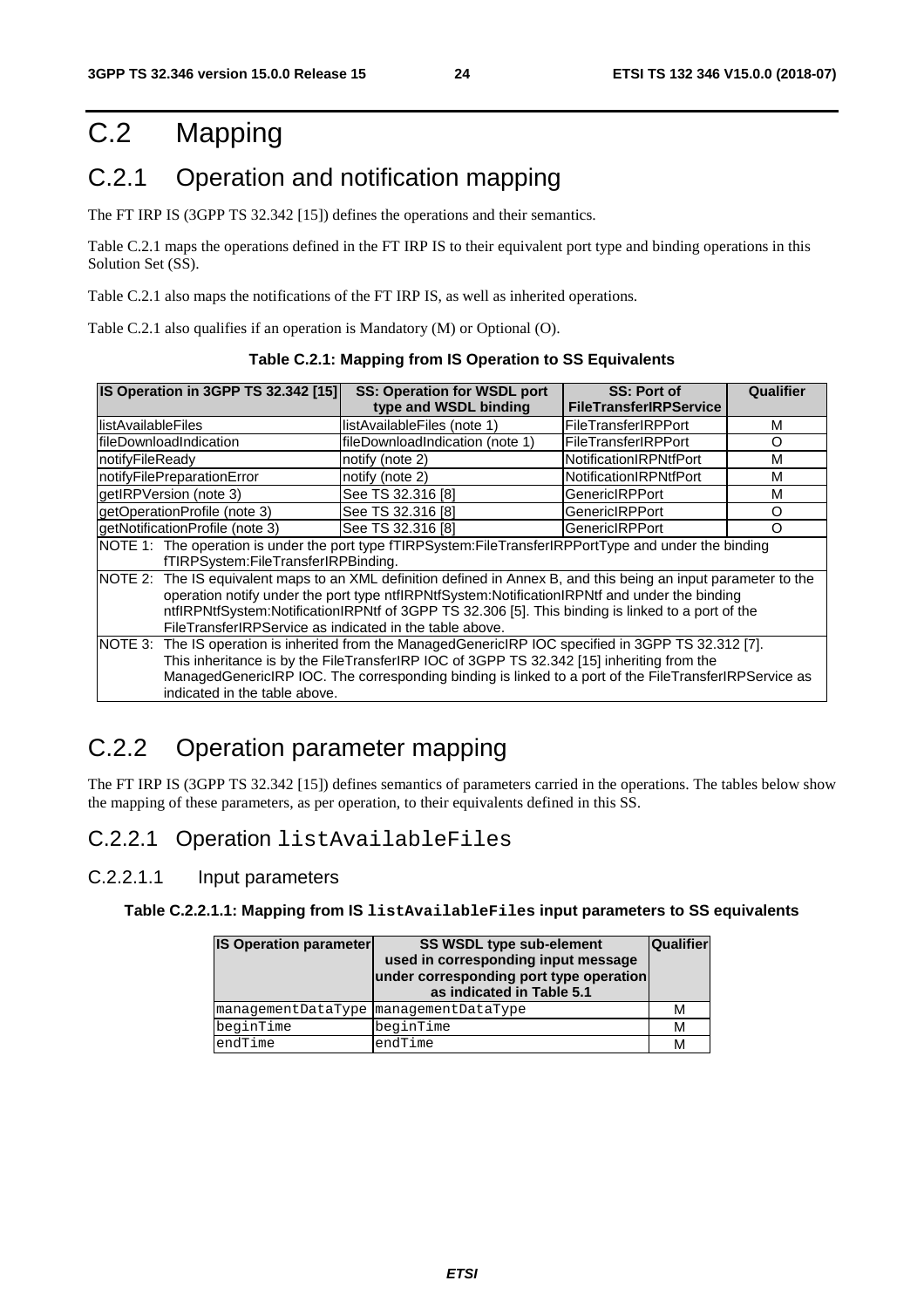# C.2 Mapping

## C.2.1 Operation and notification mapping

The FT IRP IS (3GPP TS 32.342 [15]) defines the operations and their semantics.

Table C.2.1 maps the operations defined in the FT IRP IS to their equivalent port type and binding operations in this Solution Set (SS).

Table C.2.1 also maps the notifications of the FT IRP IS, as well as inherited operations.

Table C.2.1 also qualifies if an operation is Mandatory (M) or Optional (O).

**Table C.2.1: Mapping from IS Operation to SS Equivalents**

| IS Operation in 3GPP TS 32.342 [15] | SS: Operation for WSDL port type and WSDL binding | SS: Port of FileTransferIRPService | Qualifier |
|---|---|---|---|
| listAvailableFiles | listAvailableFiles (note 1) | FileTransferIRPPort | M |
| fileDownloadIndication | fileDownloadIndication (note 1) | FileTransferIRPPort | O |
| notifyFileReady | notify (note 2) | NotificationIRPNtfPort | M |
| notifyFilePreparationError | notify (note 2) | NotificationIRPNtfPort | M |
| getIRPVersion (note 3) | See TS 32.316 [8] | GenericIRPPort | M |
| getOperationProfile (note 3) | See TS 32.316 [8] | GenericIRPPort | O |
| getNotificationProfile (note 3) | See TS 32.316 [8] | GenericIRPPort | O |
| NOTE 1: The operation is under the port type fTIRPSystem:FileTransferIRPPortType and under the binding fTIRPSystem:FileTransferIRPBinding. | | | |
| NOTE 2: The IS equivalent maps to an XML definition defined in Annex B, and this being an input parameter to the operation notify under the port type ntfIRPNtfSystem:NotificationIRPNtf and under the binding ntfIRPNtfSystem:NotificationIRPNtf of 3GPP TS 32.306 [5]. This binding is linked to a port of the FileTransferIRPService as indicated in the table above. | | | |
| NOTE 3: The IS operation is inherited from the ManagedGenericIRP IOC specified in 3GPP TS 32.312 [7]. This inheritance is by the FileTransferIRP IOC of 3GPP TS 32.342 [15] inheriting from the ManagedGenericIRP IOC. The corresponding binding is linked to a port of the FileTransferIRPService as indicated in the table above. | | | |

## C.2.2 Operation parameter mapping

The FT IRP IS (3GPP TS 32.342 [15]) defines semantics of parameters carried in the operations. The tables below show the mapping of these parameters, as per operation, to their equivalents defined in this SS.

### C.2.2.1 Operation `listAvailableFiles`

#### C.2.2.1.1 Input parameters

**Table C.2.2.1.1: Mapping from IS `listAvailableFiles` input parameters to SS equivalents**

| IS Operation parameter | SS WSDL type sub-element used in corresponding input message under corresponding port type operation as indicated in Table 5.1 | Qualifier |
|---|---|---|
| managementDataType | managementDataType | M |
| beginTime | beginTime | M |
| endTime | endTime | M |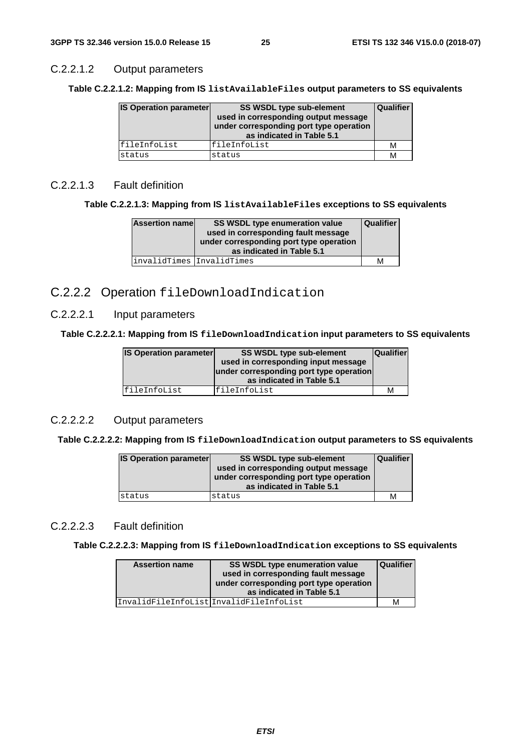#### C.2.2.1.2 Output parameters

**Table C.2.2.1.2: Mapping from IS `listAvailableFiles` output parameters to SS equivalents**

| IS Operation parameter | SS WSDL type sub-element used in corresponding output message under corresponding port type operation as indicated in Table 5.1 | Qualifier |
|---|---|---|
| fileInfoList | fileInfoList | M |
| status | status | M |

#### C.2.2.1.3 Fault definition

**Table C.2.2.1.3: Mapping from IS `listAvailableFiles` exceptions to SS equivalents**

| Assertion name | SS WSDL type enumeration value used in corresponding fault message under corresponding port type operation as indicated in Table 5.1 | Qualifier |
|---|---|---|
| invalidTimes | InvalidTimes | M |

### C.2.2.2 Operation `fileDownloadIndication`

#### C.2.2.2.1 Input parameters

**Table C.2.2.2.1: Mapping from IS `fileDownloadIndication` input parameters to SS equivalents**

| IS Operation parameter | SS WSDL type sub-element used in corresponding input message under corresponding port type operation as indicated in Table 5.1 | Qualifier |
|---|---|---|
| fileInfoList | fileInfoList | M |

#### C.2.2.2.2 Output parameters

**Table C.2.2.2.2: Mapping from IS `fileDownloadIndication` output parameters to SS equivalents**

| IS Operation parameter | SS WSDL type sub-element used in corresponding output message under corresponding port type operation as indicated in Table 5.1 | Qualifier |
|---|---|---|
| status | status | M |

#### C.2.2.2.3 Fault definition

**Table C.2.2.2.3: Mapping from IS `fileDownloadIndication` exceptions to SS equivalents**

| Assertion name | SS WSDL type enumeration value used in corresponding fault message under corresponding port type operation as indicated in Table 5.1 | Qualifier |
|---|---|---|
| InvalidFileInfoList | InvalidFileInfoList | M |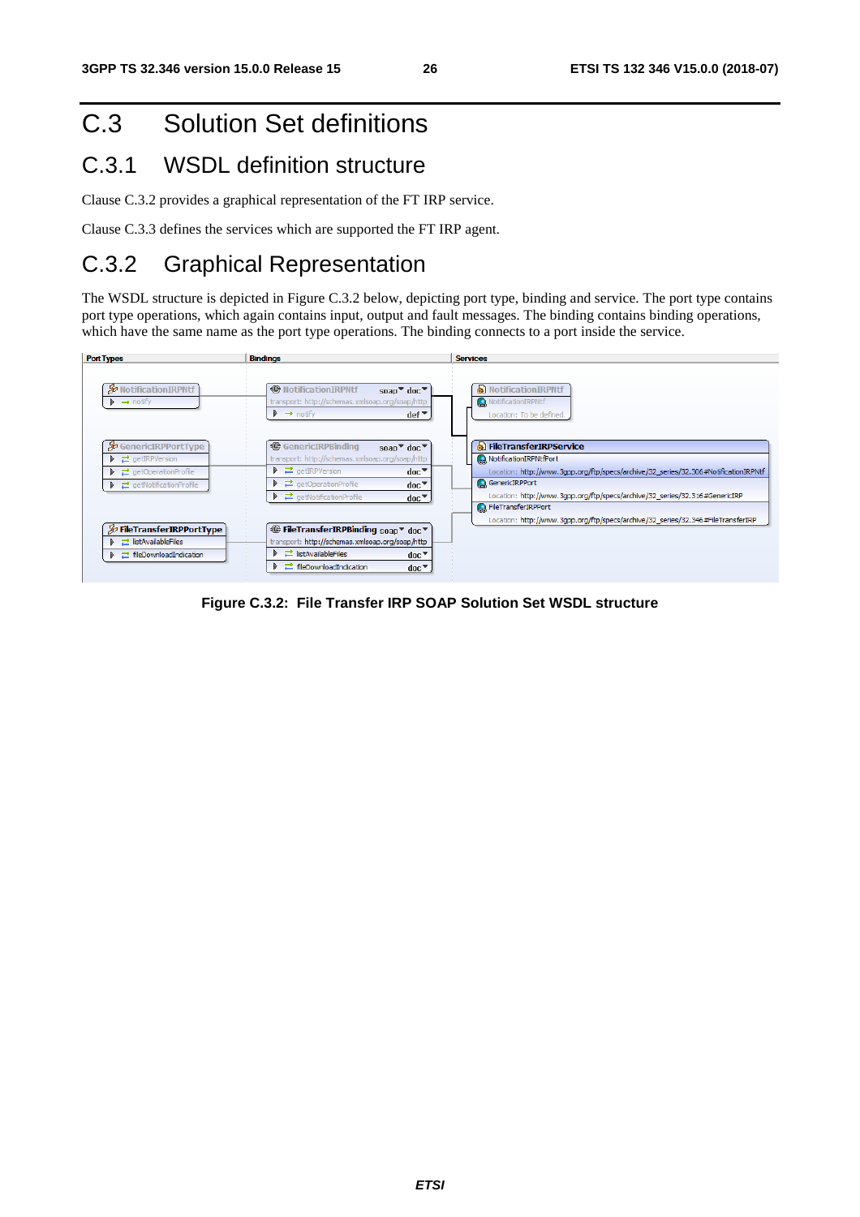# C.3 Solution Set definitions

## C.3.1 WSDL definition structure

Clause C.3.2 provides a graphical representation of the FT IRP service.

Clause C.3.3 defines the services which are supported the FT IRP agent.

## C.3.2 Graphical Representation

The WSDL structure is depicted in Figure C.3.2 below, depicting port type, binding and service. The port type contains port type operations, which again contains input, output and fault messages. The binding contains binding operations, which have the same name as the port type operations. The binding connects to a port inside the service.

**Figure C.3.2: File Transfer IRP SOAP Solution Set WSDL structure**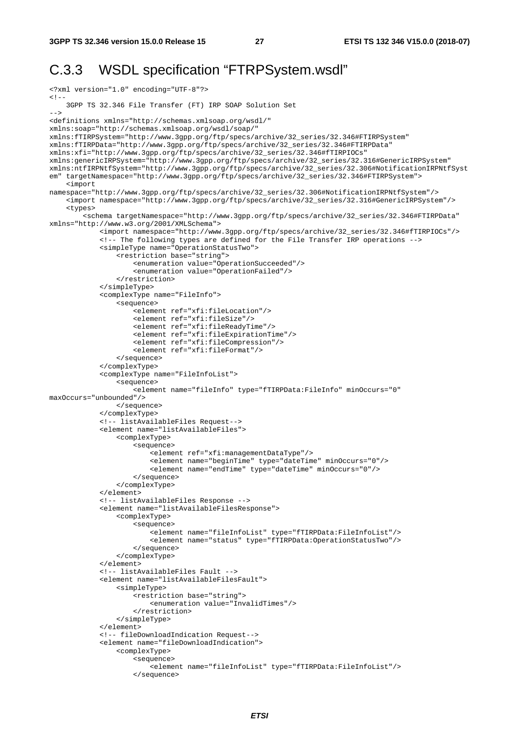## C.3.3 WSDL specification "FTRPSystem.wsdl"

```
<?xml version="1.0" encoding="UTF-8"?>
<!--
    3GPP TS 32.346 File Transfer (FT) IRP SOAP Solution Set
-->
<definitions xmlns="http://schemas.xmlsoap.org/wsdl/"
xmlns:soap="http://schemas.xmlsoap.org/wsdl/soap/"
xmlns:fTIRPSystem="http://www.3gpp.org/ftp/specs/archive/32_series/32.346#FTIRPSystem"
xmlns:fTIRPData="http://www.3gpp.org/ftp/specs/archive/32_series/32.346#FTIRPData"
xmlns:xfi="http://www.3gpp.org/ftp/specs/archive/32_series/32.346#fTIRPIOCs"
xmlns:genericIRPSystem="http://www.3gpp.org/ftp/specs/archive/32_series/32.316#GenericIRPSystem"
xmlns:ntfIRPNtfSystem="http://www.3gpp.org/ftp/specs/archive/32_series/32.306#NotificationIRPNtfSyst
em" targetNamespace="http://www.3gpp.org/ftp/specs/archive/32_series/32.346#FTIRPSystem">
    <import
namespace="http://www.3gpp.org/ftp/specs/archive/32_series/32.306#NotificationIRPNtfSystem"/>
    <import namespace="http://www.3gpp.org/ftp/specs/archive/32_series/32.316#GenericIRPSystem"/>
    <types>
        <schema targetNamespace="http://www.3gpp.org/ftp/specs/archive/32_series/32.346#FTIRPData"
xmlns="http://www.w3.org/2001/XMLSchema">
            <import namespace="http://www.3gpp.org/ftp/specs/archive/32_series/32.346#fTIRPIOCs"/>
            <!-- The following types are defined for the File Transfer IRP operations -->
            <simpleType name="OperationStatusTwo">
                <restriction base="string">
                    <enumeration value="OperationSucceeded"/>
                    <enumeration value="OperationFailed"/>
                </restriction>
            </simpleType>
            <complexType name="FileInfo">
                <sequence>
                    <element ref="xfi:fileLocation"/>
                    <element ref="xfi:fileSize"/>
                    <element ref="xfi:fileReadyTime"/>
                    <element ref="xfi:fileExpirationTime"/>
                    <element ref="xfi:fileCompression"/>
                    <element ref="xfi:fileFormat"/>
                </sequence>
            </complexType>
            <complexType name="FileInfoList">
                <sequence>
                    <element name="fileInfo" type="fTIRPData:FileInfo" minOccurs="0"
maxOccurs="unbounded"/>
                </sequence>
            </complexType>
            <!-- listAvailableFiles Request-->
            <element name="listAvailableFiles">
                <complexType>
                    <sequence>
                        <element ref="xfi:managementDataType"/>
                        <element name="beginTime" type="dateTime" minOccurs="0"/>
                        <element name="endTime" type="dateTime" minOccurs="0"/>
                    </sequence>
                </complexType>
            </element>
            <!-- listAvailableFiles Response -->
            <element name="listAvailableFilesResponse">
                <complexType>
                    <sequence>
                        <element name="fileInfoList" type="fTIRPData:FileInfoList"/>
                        <element name="status" type="fTIRPData:OperationStatusTwo"/>
                    </sequence>
                </complexType>
            </element>
            <!-- listAvailableFiles Fault -->
            <element name="listAvailableFilesFault">
                <simpleType>
                    <restriction base="string">
                        <enumeration value="InvalidTimes"/>
                    </restriction>
                </simpleType>
            </element>
            <!-- fileDownloadIndication Request-->
            <element name="fileDownloadIndication">
                <complexType>
                    <sequence>
                        <element name="fileInfoList" type="fTIRPData:FileInfoList"/>
                    </sequence>
```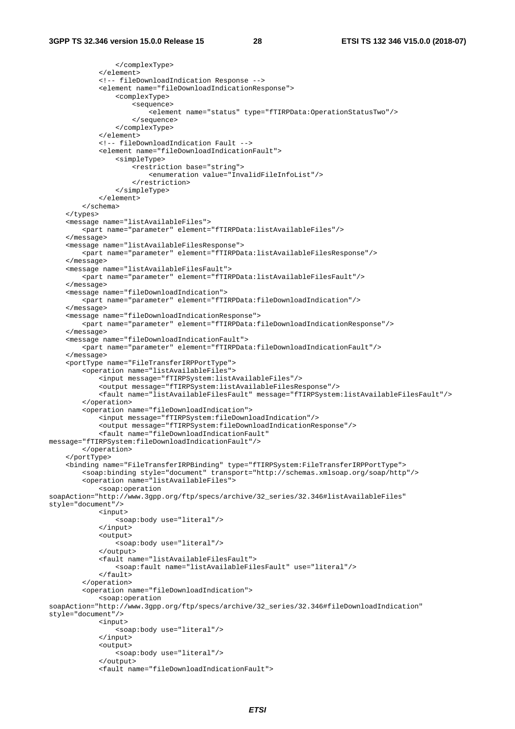```
                </complexType>
            </element>
            <!-- fileDownloadIndication Response -->
            <element name="fileDownloadIndicationResponse">
                <complexType>
                    <sequence>
                        <element name="status" type="fTIRPData:OperationStatusTwo"/>
                    </sequence>
                </complexType>
            </element>
            <!-- fileDownloadIndication Fault -->
            <element name="fileDownloadIndicationFault">
                <simpleType>
                    <restriction base="string">
                        <enumeration value="InvalidFileInfoList"/>
                    </restriction>
                </simpleType>
            </element>
        </schema>
    </types>
    <message name="listAvailableFiles">
        <part name="parameter" element="fTIRPData:listAvailableFiles"/>
    </message>
    <message name="listAvailableFilesResponse">
        <part name="parameter" element="fTIRPData:listAvailableFilesResponse"/>
    </message>
    <message name="listAvailableFilesFault">
        <part name="parameter" element="fTIRPData:listAvailableFilesFault"/>
    </message>
    <message name="fileDownloadIndication">
        <part name="parameter" element="fTIRPData:fileDownloadIndication"/>
    </message>
    <message name="fileDownloadIndicationResponse">
        <part name="parameter" element="fTIRPData:fileDownloadIndicationResponse"/>
    </message>
    <message name="fileDownloadIndicationFault">
        <part name="parameter" element="fTIRPData:fileDownloadIndicationFault"/>
    </message>
    <portType name="FileTransferIRPPortType">
        <operation name="listAvailableFiles">
            <input message="fTIRPSystem:listAvailableFiles"/>
            <output message="fTIRPSystem:listAvailableFilesResponse"/>
            <fault name="listAvailableFilesFault" message="fTIRPSystem:listAvailableFilesFault"/>
        </operation>
        <operation name="fileDownloadIndication">
            <input message="fTIRPSystem:fileDownloadIndication"/>
            <output message="fTIRPSystem:fileDownloadIndicationResponse"/>
            <fault name="fileDownloadIndicationFault"
message="fTIRPSystem:fileDownloadIndicationFault"/>
        </operation>
    </portType>
    <binding name="FileTransferIRPBinding" type="fTIRPSystem:FileTransferIRPPortType">
        <soap:binding style="document" transport="http://schemas.xmlsoap.org/soap/http"/>
        <operation name="listAvailableFiles">
            <soap:operation
soapAction="http://www.3gpp.org/ftp/specs/archive/32_series/32.346#listAvailableFiles"
style="document"/>
            <input>
                <soap:body use="literal"/>
            </input>
            <output>
                <soap:body use="literal"/>
            </output>
            <fault name="listAvailableFilesFault">
                <soap:fault name="listAvailableFilesFault" use="literal"/>
            </fault>
        </operation>
        <operation name="fileDownloadIndication">
            <soap:operation
soapAction="http://www.3gpp.org/ftp/specs/archive/32_series/32.346#fileDownloadIndication"
style="document"/>
            <input>
                <soap:body use="literal"/>
            </input>
            <output>
                <soap:body use="literal"/>
            </output>
            <fault name="fileDownloadIndicationFault">
```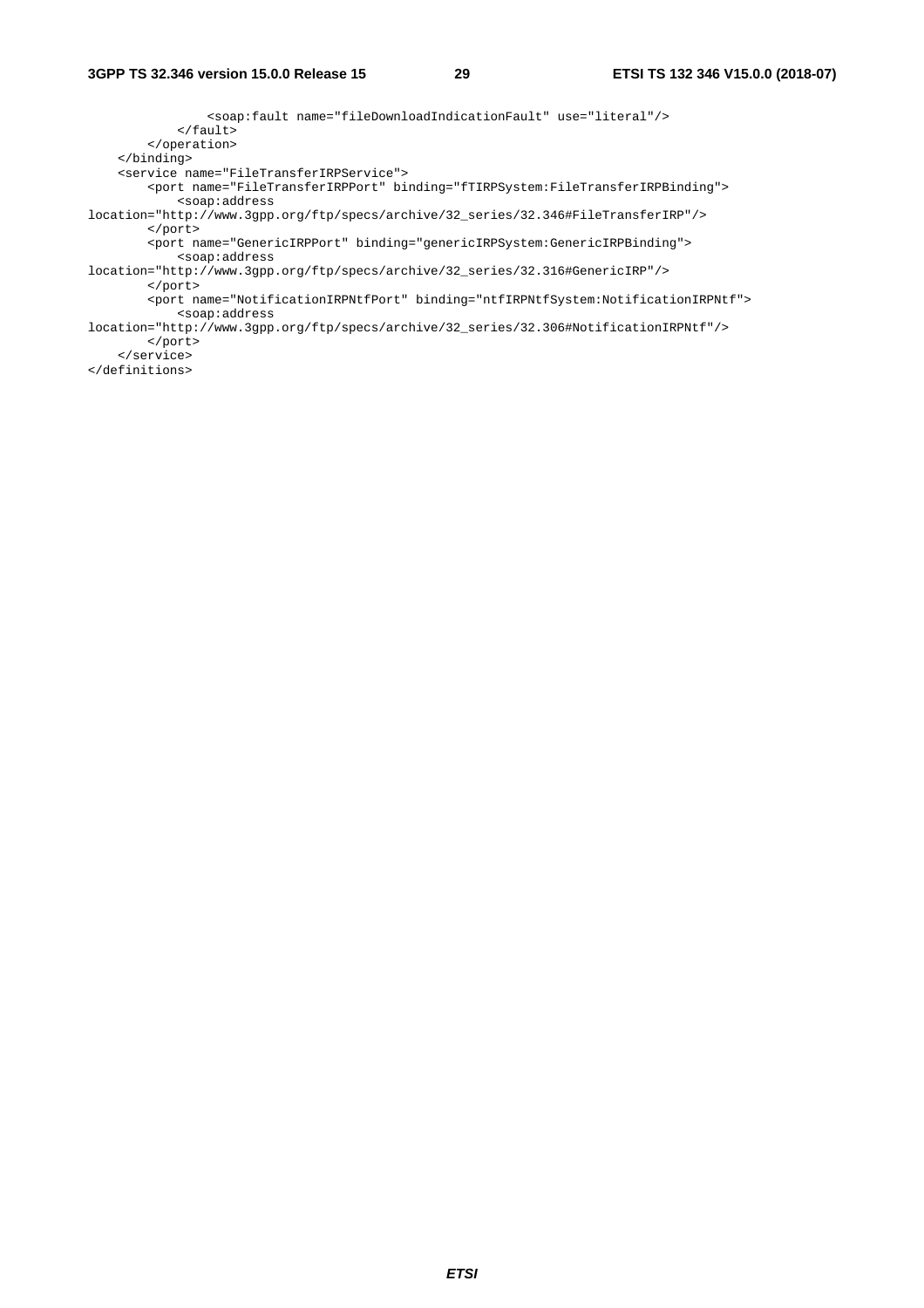```
                <soap:fault name="fileDownloadIndicationFault" use="literal"/>
            </fault>
        </operation>
    </binding>
    <service name="FileTransferIRPService">
        <port name="FileTransferIRPPort" binding="fTIRPSystem:FileTransferIRPBinding">
            <soap:address
location="http://www.3gpp.org/ftp/specs/archive/32_series/32.346#FileTransferIRP"/>
        </port>
        <port name="GenericIRPPort" binding="genericIRPSystem:GenericIRPBinding">
            <soap:address
location="http://www.3gpp.org/ftp/specs/archive/32_series/32.316#GenericIRP"/>
        </port>
        <port name="NotificationIRPNtfPort" binding="ntfIRPNtfSystem:NotificationIRPNtf">
            <soap:address
location="http://www.3gpp.org/ftp/specs/archive/32_series/32.306#NotificationIRPNtf"/>
        </port>
    </service>
</definitions>
```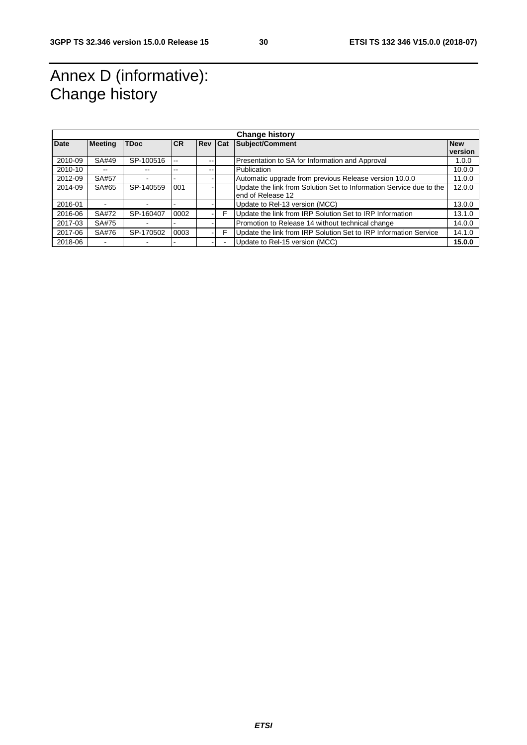# Annex D (informative): Change history

| Change history | | | | | | | |
|---|---|---|---|---|---|---|---|
| **Date** | **Meeting** | **TDoc** | **CR** | **Rev** | **Cat** | **Subject/Comment** | **New version** |
| 2010-09 | SA#49 | SP-100516 | -- | -- | | Presentation to SA for Information and Approval | 1.0.0 |
| 2010-10 | -- | -- | -- | -- | | Publication | 10.0.0 |
| 2012-09 | SA#57 | - | - | - | | Automatic upgrade from previous Release version 10.0.0 | 11.0.0 |
| 2014-09 | SA#65 | SP-140559 | 001 | - | | Update the link from Solution Set to Information Service due to the end of Release 12 | 12.0.0 |
| 2016-01 | - | - | - | - | | Update to Rel-13 version (MCC) | 13.0.0 |
| 2016-06 | SA#72 | SP-160407 | 0002 | - | F | Update the link from IRP Solution Set to IRP Information | 13.1.0 |
| 2017-03 | SA#75 | - | - | - | | Promotion to Release 14 without technical change | 14.0.0 |
| 2017-06 | SA#76 | SP-170502 | 0003 | - | F | Update the link from IRP Solution Set to IRP Information Service | 14.1.0 |
| 2018-06 | - | - | - | - | - | Update to Rel-15 version (MCC) | **15.0.0** |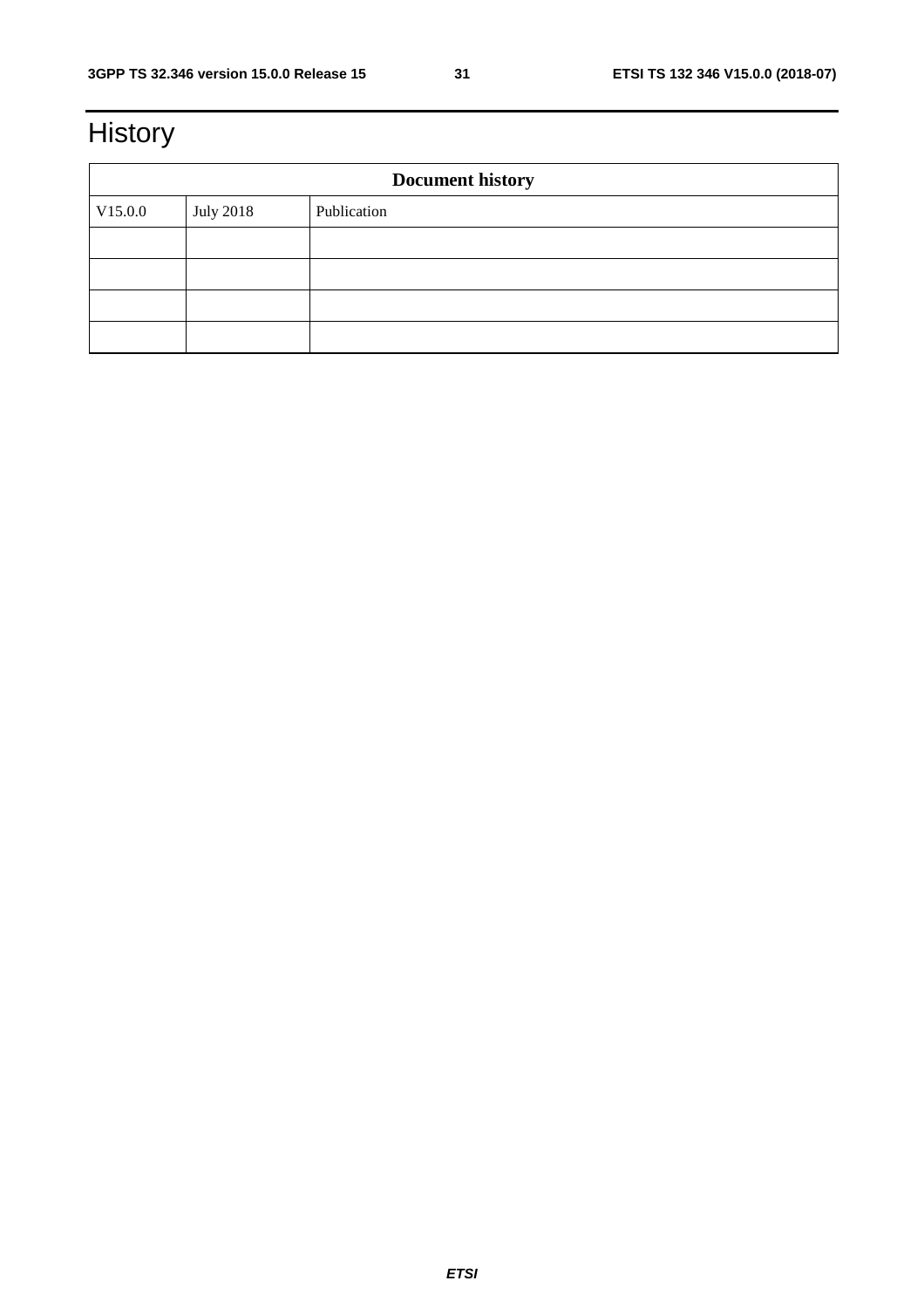# History

| Document history | | |
|---|---|---|
| V15.0.0 | July 2018 | Publication |
| | | |
| | | |
| | | |
| | | |